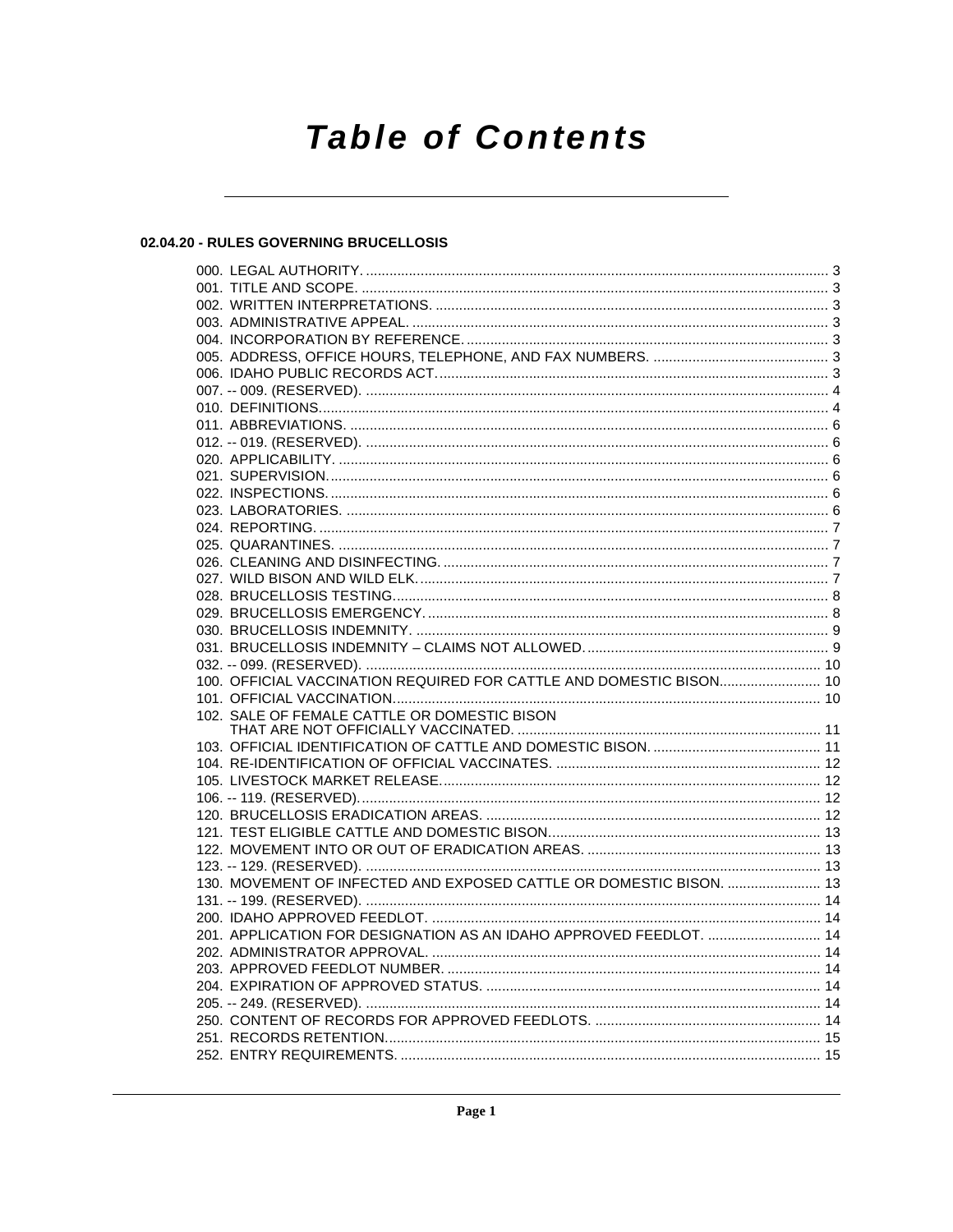# Table of Contents

## 02.04.20 - RULES GOVERNING BRUCELLOSIS

000. LEGAL AUTHORITY. 3
001. TITLE AND SCOPE. 3
002. WRITTEN INTERPRETATIONS. 3
003. ADMINISTRATIVE APPEAL. 3
004. INCORPORATION BY REFERENCE. 3
005. ADDRESS, OFFICE HOURS, TELEPHONE, AND FAX NUMBERS. 3
006. IDAHO PUBLIC RECORDS ACT. 3
007. -- 009. (RESERVED). 4
010. DEFINITIONS. 4
011. ABBREVIATIONS. 6
012. -- 019. (RESERVED). 6
020. APPLICABILITY. 6
021. SUPERVISION. 6
022. INSPECTIONS. 6
023. LABORATORIES. 6
024. REPORTING. 7
025. QUARANTINES. 7
026. CLEANING AND DISINFECTING. 7
027. WILD BISON AND WILD ELK. 7
028. BRUCELLOSIS TESTING. 8
029. BRUCELLOSIS EMERGENCY. 8
030. BRUCELLOSIS INDEMNITY. 9
031. BRUCELLOSIS INDEMNITY – CLAIMS NOT ALLOWED. 9
032. -- 099. (RESERVED). 10
100. OFFICIAL VACCINATION REQUIRED FOR CATTLE AND DOMESTIC BISON. 10
101. OFFICIAL VACCINATION. 10
102. SALE OF FEMALE CATTLE OR DOMESTIC BISON THAT ARE NOT OFFICIALLY VACCINATED. 11
103. OFFICIAL IDENTIFICATION OF CATTLE AND DOMESTIC BISON. 11
104. RE-IDENTIFICATION OF OFFICIAL VACCINATES. 12
105. LIVESTOCK MARKET RELEASE. 12
106. -- 119. (RESERVED). 12
120. BRUCELLOSIS ERADICATION AREAS. 12
121. TEST ELIGIBLE CATTLE AND DOMESTIC BISON. 13
122. MOVEMENT INTO OR OUT OF ERADICATION AREAS. 13
123. -- 129. (RESERVED). 13
130. MOVEMENT OF INFECTED AND EXPOSED CATTLE OR DOMESTIC BISON. 13
131. -- 199. (RESERVED). 14
200. IDAHO APPROVED FEEDLOT. 14
201. APPLICATION FOR DESIGNATION AS AN IDAHO APPROVED FEEDLOT. 14
202. ADMINISTRATOR APPROVAL. 14
203. APPROVED FEEDLOT NUMBER. 14
204. EXPIRATION OF APPROVED STATUS. 14
205. -- 249. (RESERVED). 14
250. CONTENT OF RECORDS FOR APPROVED FEEDLOTS. 14
251. RECORDS RETENTION. 15
252. ENTRY REQUIREMENTS. 15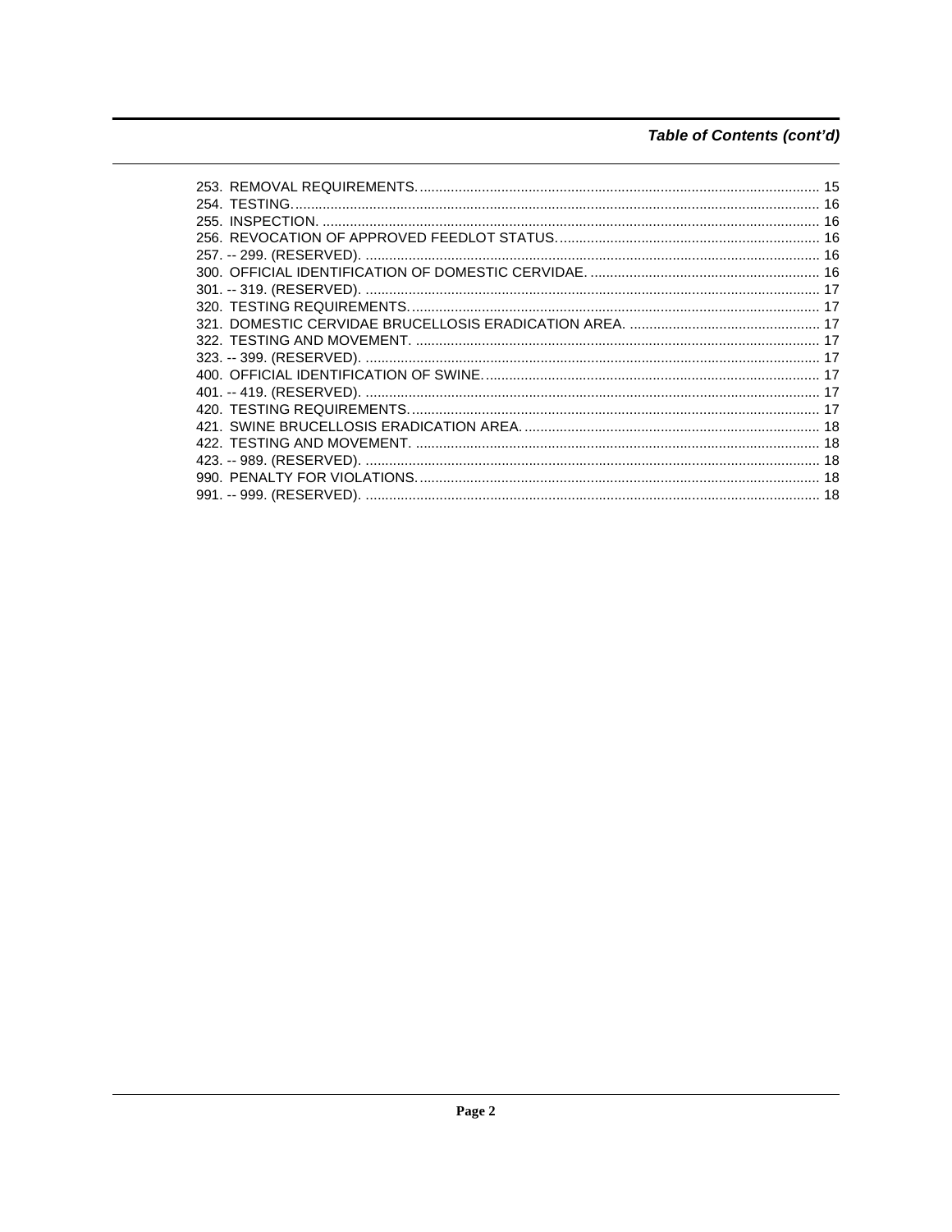## Table of Contents (cont'd)

253. REMOVAL REQUIREMENTS. ..... 15
254. TESTING. ..... 16
255. INSPECTION. ..... 16
256. REVOCATION OF APPROVED FEEDLOT STATUS. ..... 16
257. -- 299. (RESERVED). ..... 16
300. OFFICIAL IDENTIFICATION OF DOMESTIC CERVIDAE. ..... 16
301. -- 319. (RESERVED). ..... 17
320. TESTING REQUIREMENTS. ..... 17
321. DOMESTIC CERVIDAE BRUCELLOSIS ERADICATION AREA. ..... 17
322. TESTING AND MOVEMENT. ..... 17
323. -- 399. (RESERVED). ..... 17
400. OFFICIAL IDENTIFICATION OF SWINE. ..... 17
401. -- 419. (RESERVED). ..... 17
420. TESTING REQUIREMENTS. ..... 17
421. SWINE BRUCELLOSIS ERADICATION AREA. ..... 18
422. TESTING AND MOVEMENT. ..... 18
423. -- 989. (RESERVED). ..... 18
990. PENALTY FOR VIOLATIONS. ..... 18
991. -- 999. (RESERVED). ..... 18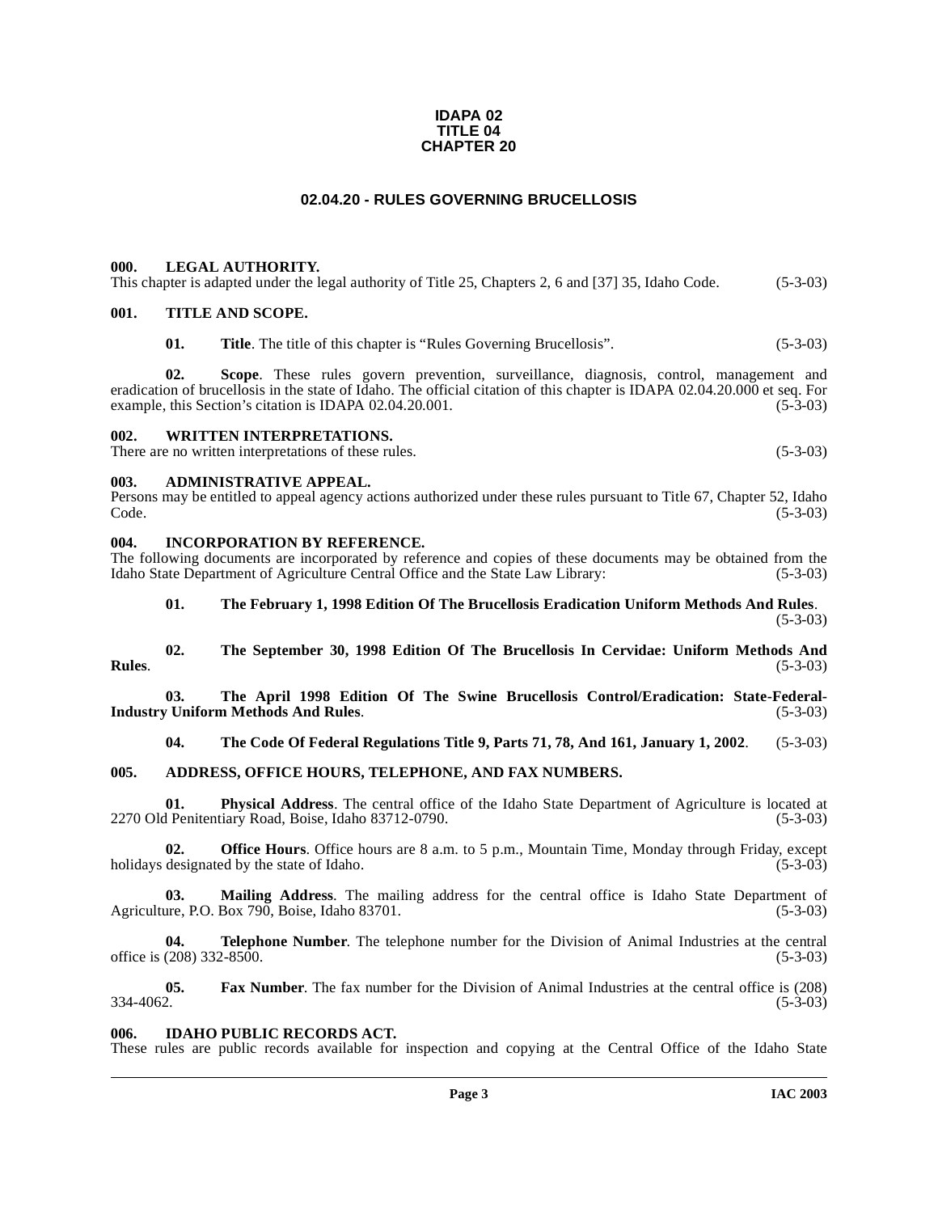**IDAPA 02**
**TITLE 04**
**CHAPTER 20**

# 02.04.20 - RULES GOVERNING BRUCELLOSIS

## 000. LEGAL AUTHORITY.

This chapter is adapted under the legal authority of Title 25, Chapters 2, 6 and [37] 35, Idaho Code. (5-3-03)

## 001. TITLE AND SCOPE.

**01. Title**. The title of this chapter is "Rules Governing Brucellosis". (5-3-03)

**02. Scope**. These rules govern prevention, surveillance, diagnosis, control, management and eradication of brucellosis in the state of Idaho. The official citation of this chapter is IDAPA 02.04.20.000 et seq. For example, this Section's citation is IDAPA 02.04.20.001. (5-3-03)

## 002. WRITTEN INTERPRETATIONS.

There are no written interpretations of these rules. (5-3-03)

## 003. ADMINISTRATIVE APPEAL.

Persons may be entitled to appeal agency actions authorized under these rules pursuant to Title 67, Chapter 52, Idaho Code. (5-3-03)

## 004. INCORPORATION BY REFERENCE.

The following documents are incorporated by reference and copies of these documents may be obtained from the Idaho State Department of Agriculture Central Office and the State Law Library: (5-3-03)

**01. The February 1, 1998 Edition Of The Brucellosis Eradication Uniform Methods And Rules**. (5-3-03)

**02. The September 30, 1998 Edition Of The Brucellosis In Cervidae: Uniform Methods And Rules**. (5-3-03)

**03. The April 1998 Edition Of The Swine Brucellosis Control/Eradication: State-Federal-Industry Uniform Methods And Rules**. (5-3-03)

**04. The Code Of Federal Regulations Title 9, Parts 71, 78, And 161, January 1, 2002**. (5-3-03)

## 005. ADDRESS, OFFICE HOURS, TELEPHONE, AND FAX NUMBERS.

**01. Physical Address**. The central office of the Idaho State Department of Agriculture is located at 2270 Old Penitentiary Road, Boise, Idaho 83712-0790. (5-3-03)

**02. Office Hours**. Office hours are 8 a.m. to 5 p.m., Mountain Time, Monday through Friday, except holidays designated by the state of Idaho. (5-3-03)

**03. Mailing Address**. The mailing address for the central office is Idaho State Department of Agriculture, P.O. Box 790, Boise, Idaho 83701. (5-3-03)

**04. Telephone Number**. The telephone number for the Division of Animal Industries at the central office is (208) 332-8500. (5-3-03)

**05. Fax Number**. The fax number for the Division of Animal Industries at the central office is (208) 334-4062. (5-3-03)

## 006. IDAHO PUBLIC RECORDS ACT.

These rules are public records available for inspection and copying at the Central Office of the Idaho State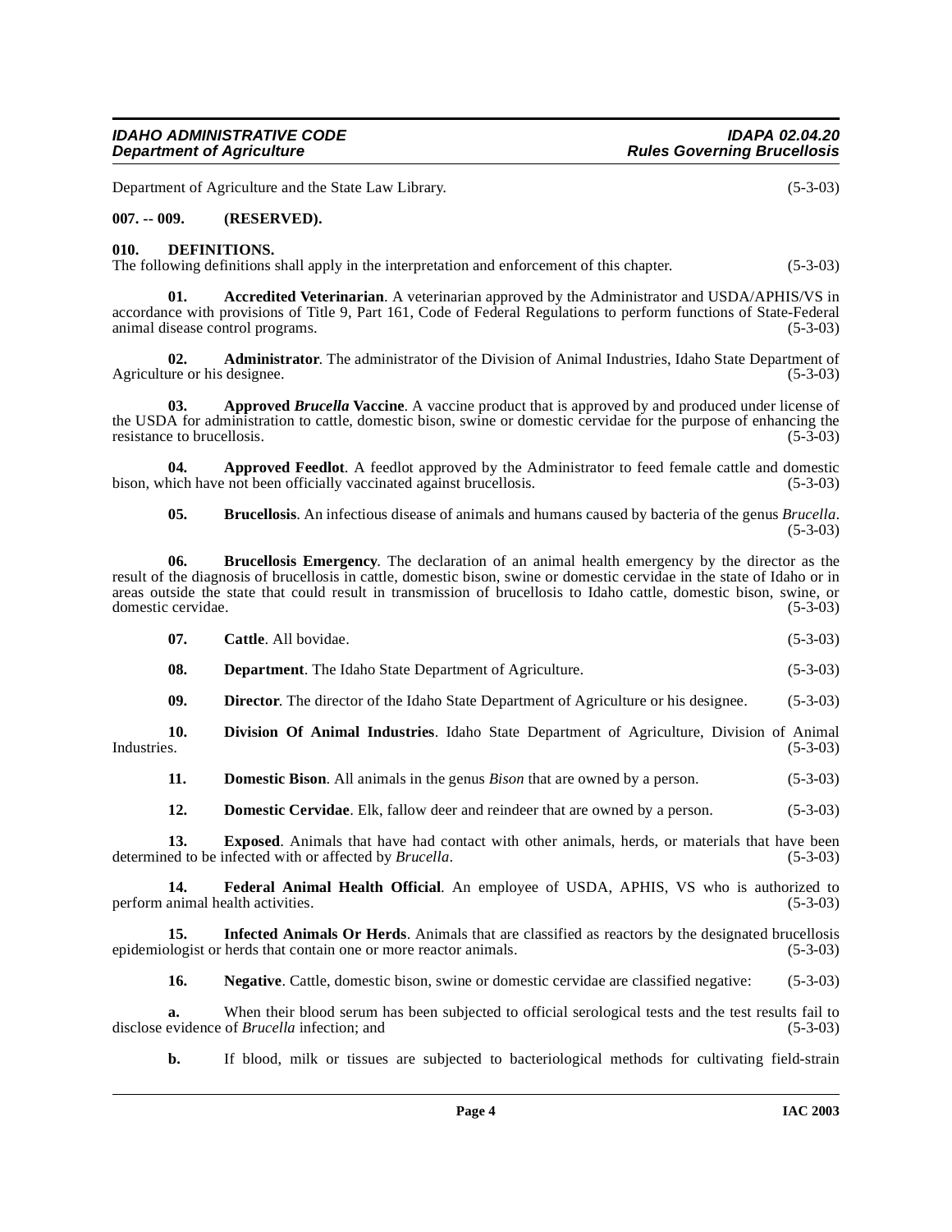Department of Agriculture and the State Law Library. (5-3-03)

**007. -- 009. (RESERVED).**

**010. DEFINITIONS.**

The following definitions shall apply in the interpretation and enforcement of this chapter. (5-3-03)

**01. Accredited Veterinarian**. A veterinarian approved by the Administrator and USDA/APHIS/VS in accordance with provisions of Title 9, Part 161, Code of Federal Regulations to perform functions of State-Federal animal disease control programs. (5-3-03)

**02. Administrator**. The administrator of the Division of Animal Industries, Idaho State Department of Agriculture or his designee. (5-3-03)

**03. Approved *Brucella* Vaccine**. A vaccine product that is approved by and produced under license of the USDA for administration to cattle, domestic bison, swine or domestic cervidae for the purpose of enhancing the resistance to brucellosis. (5-3-03)

**04. Approved Feedlot**. A feedlot approved by the Administrator to feed female cattle and domestic bison, which have not been officially vaccinated against brucellosis. (5-3-03)

**05. Brucellosis**. An infectious disease of animals and humans caused by bacteria of the genus *Brucella*. (5-3-03)

**06. Brucellosis Emergency**. The declaration of an animal health emergency by the director as the result of the diagnosis of brucellosis in cattle, domestic bison, swine or domestic cervidae in the state of Idaho or in areas outside the state that could result in transmission of brucellosis to Idaho cattle, domestic bison, swine, or domestic cervidae. (5-3-03)

**07. Cattle**. All bovidae. (5-3-03)

**08. Department**. The Idaho State Department of Agriculture. (5-3-03)

**09. Director**. The director of the Idaho State Department of Agriculture or his designee. (5-3-03)

**10. Division Of Animal Industries**. Idaho State Department of Agriculture, Division of Animal Industries. (5-3-03)

**11. Domestic Bison**. All animals in the genus *Bison* that are owned by a person. (5-3-03)

**12. Domestic Cervidae**. Elk, fallow deer and reindeer that are owned by a person. (5-3-03)

**13. Exposed**. Animals that have had contact with other animals, herds, or materials that have been determined to be infected with or affected by *Brucella*. (5-3-03)

**14. Federal Animal Health Official**. An employee of USDA, APHIS, VS who is authorized to perform animal health activities. (5-3-03)

**15. Infected Animals Or Herds**. Animals that are classified as reactors by the designated brucellosis epidemiologist or herds that contain one or more reactor animals. (5-3-03)

**16. Negative**. Cattle, domestic bison, swine or domestic cervidae are classified negative: (5-3-03)

**a.** When their blood serum has been subjected to official serological tests and the test results fail to disclose evidence of *Brucella* infection; and (5-3-03)

**b.** If blood, milk or tissues are subjected to bacteriological methods for cultivating field-strain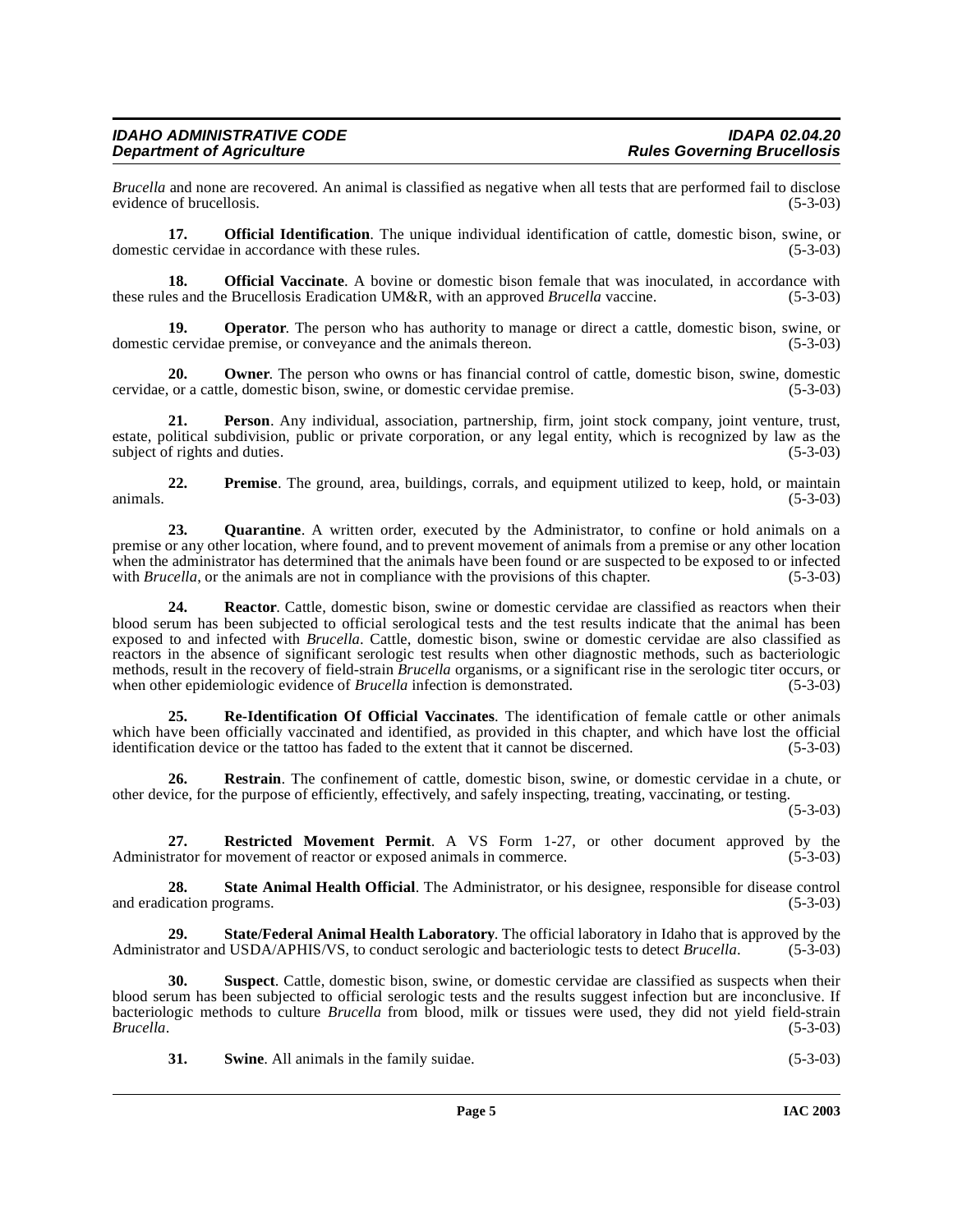*Brucella* and none are recovered. An animal is classified as negative when all tests that are performed fail to disclose evidence of brucellosis. (5-3-03)

**17. Official Identification**. The unique individual identification of cattle, domestic bison, swine, or domestic cervidae in accordance with these rules. (5-3-03)

**18. Official Vaccinate**. A bovine or domestic bison female that was inoculated, in accordance with these rules and the Brucellosis Eradication UM&R, with an approved *Brucella* vaccine. (5-3-03)

**19. Operator**. The person who has authority to manage or direct a cattle, domestic bison, swine, or domestic cervidae premise, or conveyance and the animals thereon. (5-3-03)

**20. Owner**. The person who owns or has financial control of cattle, domestic bison, swine, domestic cervidae, or a cattle, domestic bison, swine, or domestic cervidae premise. (5-3-03)

**21. Person**. Any individual, association, partnership, firm, joint stock company, joint venture, trust, estate, political subdivision, public or private corporation, or any legal entity, which is recognized by law as the subject of rights and duties. (5-3-03)

**22. Premise**. The ground, area, buildings, corrals, and equipment utilized to keep, hold, or maintain animals. (5-3-03)

**23. Quarantine**. A written order, executed by the Administrator, to confine or hold animals on a premise or any other location, where found, and to prevent movement of animals from a premise or any other location when the administrator has determined that the animals have been found or are suspected to be exposed to or infected with *Brucella*, or the animals are not in compliance with the provisions of this chapter. (5-3-03)

**24. Reactor**. Cattle, domestic bison, swine or domestic cervidae are classified as reactors when their blood serum has been subjected to official serological tests and the test results indicate that the animal has been exposed to and infected with *Brucella*. Cattle, domestic bison, swine or domestic cervidae are also classified as reactors in the absence of significant serologic test results when other diagnostic methods, such as bacteriologic methods, result in the recovery of field-strain *Brucella* organisms, or a significant rise in the serologic titer occurs, or when other epidemiologic evidence of *Brucella* infection is demonstrated. (5-3-03)

**25. Re-Identification Of Official Vaccinates**. The identification of female cattle or other animals which have been officially vaccinated and identified, as provided in this chapter, and which have lost the official identification device or the tattoo has faded to the extent that it cannot be discerned. (5-3-03)

**26. Restrain**. The confinement of cattle, domestic bison, swine, or domestic cervidae in a chute, or other device, for the purpose of efficiently, effectively, and safely inspecting, treating, vaccinating, or testing. (5-3-03)

**27. Restricted Movement Permit**. A VS Form 1-27, or other document approved by the Administrator for movement of reactor or exposed animals in commerce. (5-3-03)

**28. State Animal Health Official**. The Administrator, or his designee, responsible for disease control and eradication programs. (5-3-03)

**29. State/Federal Animal Health Laboratory**. The official laboratory in Idaho that is approved by the Administrator and USDA/APHIS/VS, to conduct serologic and bacteriologic tests to detect *Brucella*. (5-3-03)

**30. Suspect**. Cattle, domestic bison, swine, or domestic cervidae are classified as suspects when their blood serum has been subjected to official serologic tests and the results suggest infection but are inconclusive. If bacteriologic methods to culture *Brucella* from blood, milk or tissues were used, they did not yield field-strain *Brucella*. (5-3-03)

**31. Swine**. All animals in the family suidae. (5-3-03)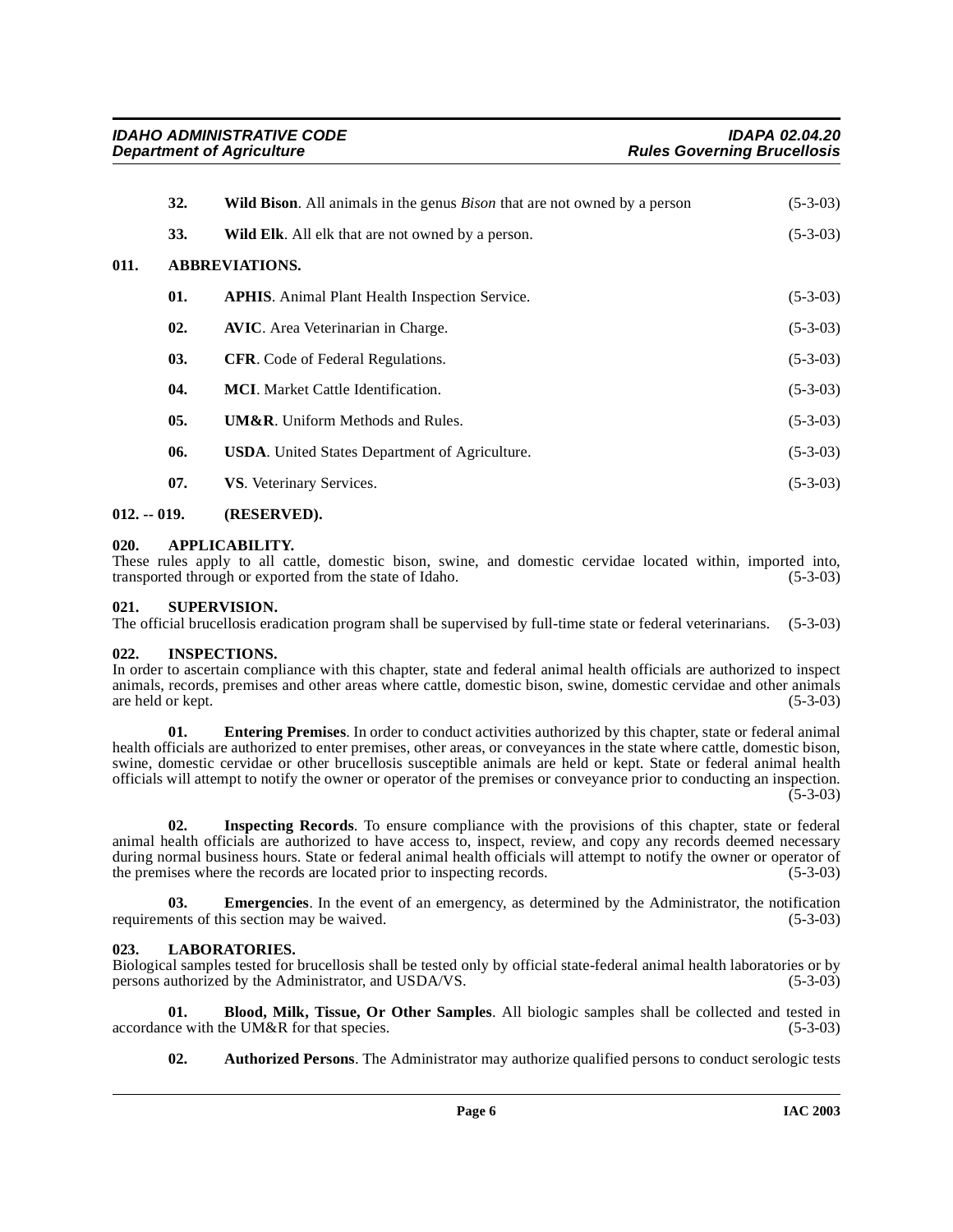**32. Wild Bison**. All animals in the genus *Bison* that are not owned by a person (5-3-03)

**33. Wild Elk**. All elk that are not owned by a person. (5-3-03)

## 011. ABBREVIATIONS.

**01. APHIS**. Animal Plant Health Inspection Service. (5-3-03)

**02. AVIC**. Area Veterinarian in Charge. (5-3-03)

**03. CFR**. Code of Federal Regulations. (5-3-03)

**04. MCI**. Market Cattle Identification. (5-3-03)

**05. UM&R**. Uniform Methods and Rules. (5-3-03)

**06. USDA**. United States Department of Agriculture. (5-3-03)

**07. VS**. Veterinary Services. (5-3-03)

## 012. -- 019. (RESERVED).

## 020. APPLICABILITY.

These rules apply to all cattle, domestic bison, swine, and domestic cervidae located within, imported into, transported through or exported from the state of Idaho. (5-3-03)

## 021. SUPERVISION.

The official brucellosis eradication program shall be supervised by full-time state or federal veterinarians. (5-3-03)

## 022. INSPECTIONS.

In order to ascertain compliance with this chapter, state and federal animal health officials are authorized to inspect animals, records, premises and other areas where cattle, domestic bison, swine, domestic cervidae and other animals are held or kept. (5-3-03)

**01. Entering Premises**. In order to conduct activities authorized by this chapter, state or federal animal health officials are authorized to enter premises, other areas, or conveyances in the state where cattle, domestic bison, swine, domestic cervidae or other brucellosis susceptible animals are held or kept. State or federal animal health officials will attempt to notify the owner or operator of the premises or conveyance prior to conducting an inspection. (5-3-03)

**02. Inspecting Records**. To ensure compliance with the provisions of this chapter, state or federal animal health officials are authorized to have access to, inspect, review, and copy any records deemed necessary during normal business hours. State or federal animal health officials will attempt to notify the owner or operator of the premises where the records are located prior to inspecting records. (5-3-03)

**03. Emergencies**. In the event of an emergency, as determined by the Administrator, the notification requirements of this section may be waived. (5-3-03)

## 023. LABORATORIES.

Biological samples tested for brucellosis shall be tested only by official state-federal animal health laboratories or by persons authorized by the Administrator, and USDA/VS. (5-3-03)

**01. Blood, Milk, Tissue, Or Other Samples**. All biologic samples shall be collected and tested in accordance with the UM&R for that species. (5-3-03)

**02. Authorized Persons**. The Administrator may authorize qualified persons to conduct serologic tests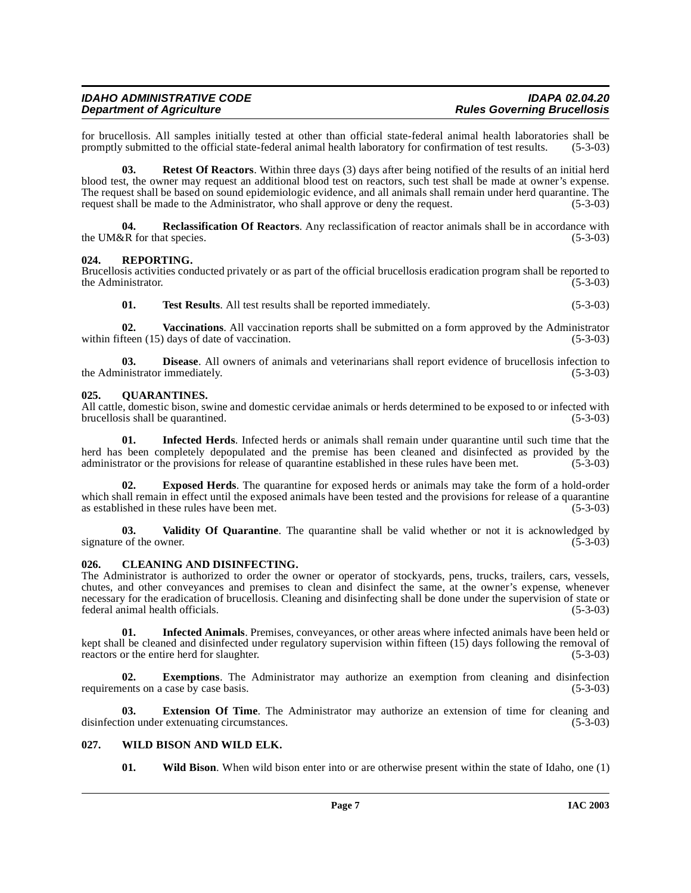for brucellosis. All samples initially tested at other than official state-federal animal health laboratories shall be promptly submitted to the official state-federal animal health laboratory for confirmation of test results. (5-3-03)

**03. Retest Of Reactors**. Within three days (3) days after being notified of the results of an initial herd blood test, the owner may request an additional blood test on reactors, such test shall be made at owner's expense. The request shall be based on sound epidemiologic evidence, and all animals shall remain under herd quarantine. The request shall be made to the Administrator, who shall approve or deny the request. (5-3-03)

**04. Reclassification Of Reactors**. Any reclassification of reactor animals shall be in accordance with the UM&R for that species. (5-3-03)

### 024. REPORTING.

Brucellosis activities conducted privately or as part of the official brucellosis eradication program shall be reported to the Administrator. (5-3-03)

**01. Test Results**. All test results shall be reported immediately. (5-3-03)

**02. Vaccinations**. All vaccination reports shall be submitted on a form approved by the Administrator within fifteen (15) days of date of vaccination. (5-3-03)

**03. Disease**. All owners of animals and veterinarians shall report evidence of brucellosis infection to the Administrator immediately. (5-3-03)

### 025. QUARANTINES.

All cattle, domestic bison, swine and domestic cervidae animals or herds determined to be exposed to or infected with brucellosis shall be quarantined. (5-3-03)

**01. Infected Herds**. Infected herds or animals shall remain under quarantine until such time that the herd has been completely depopulated and the premise has been cleaned and disinfected as provided by the administrator or the provisions for release of quarantine established in these rules have been met. (5-3-03)

**02. Exposed Herds**. The quarantine for exposed herds or animals may take the form of a hold-order which shall remain in effect until the exposed animals have been tested and the provisions for release of a quarantine as established in these rules have been met. (5-3-03)

**03. Validity Of Quarantine**. The quarantine shall be valid whether or not it is acknowledged by signature of the owner. (5-3-03)

### 026. CLEANING AND DISINFECTING.

The Administrator is authorized to order the owner or operator of stockyards, pens, trucks, trailers, cars, vessels, chutes, and other conveyances and premises to clean and disinfect the same, at the owner's expense, whenever necessary for the eradication of brucellosis. Cleaning and disinfecting shall be done under the supervision of state or federal animal health officials. (5-3-03)

**01. Infected Animals**. Premises, conveyances, or other areas where infected animals have been held or kept shall be cleaned and disinfected under regulatory supervision within fifteen (15) days following the removal of reactors or the entire herd for slaughter. (5-3-03)

**02. Exemptions**. The Administrator may authorize an exemption from cleaning and disinfection requirements on a case by case basis. (5-3-03)

**03. Extension Of Time**. The Administrator may authorize an extension of time for cleaning and disinfection under extenuating circumstances. (5-3-03)

### 027. WILD BISON AND WILD ELK.

**01. Wild Bison**. When wild bison enter into or are otherwise present within the state of Idaho, one (1)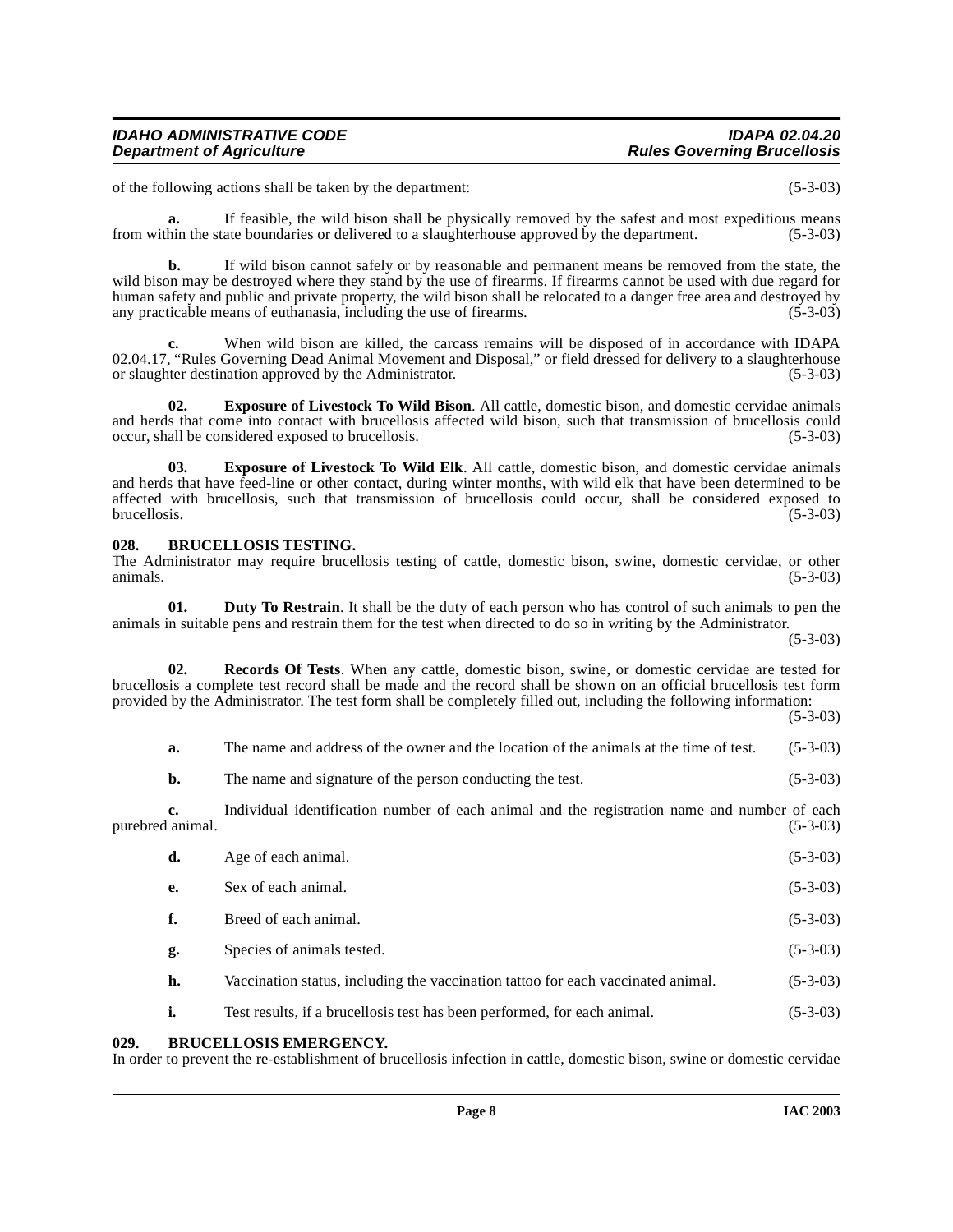of the following actions shall be taken by the department: (5-3-03)

**a.** If feasible, the wild bison shall be physically removed by the safest and most expeditious means from within the state boundaries or delivered to a slaughterhouse approved by the department. (5-3-03)

**b.** If wild bison cannot safely or by reasonable and permanent means be removed from the state, the wild bison may be destroyed where they stand by the use of firearms. If firearms cannot be used with due regard for human safety and public and private property, the wild bison shall be relocated to a danger free area and destroyed by any practicable means of euthanasia, including the use of firearms. (5-3-03)

**c.** When wild bison are killed, the carcass remains will be disposed of in accordance with IDAPA 02.04.17, "Rules Governing Dead Animal Movement and Disposal," or field dressed for delivery to a slaughterhouse or slaughter destination approved by the Administrator. (5-3-03)

**02. Exposure of Livestock To Wild Bison**. All cattle, domestic bison, and domestic cervidae animals and herds that come into contact with brucellosis affected wild bison, such that transmission of brucellosis could occur, shall be considered exposed to brucellosis. (5-3-03)

**03. Exposure of Livestock To Wild Elk**. All cattle, domestic bison, and domestic cervidae animals and herds that have feed-line or other contact, during winter months, with wild elk that have been determined to be affected with brucellosis, such that transmission of brucellosis could occur, shall be considered exposed to brucellosis. (5-3-03)

## 028. BRUCELLOSIS TESTING.

The Administrator may require brucellosis testing of cattle, domestic bison, swine, domestic cervidae, or other animals. (5-3-03)

**01. Duty To Restrain**. It shall be the duty of each person who has control of such animals to pen the animals in suitable pens and restrain them for the test when directed to do so in writing by the Administrator. (5-3-03)

**02. Records Of Tests**. When any cattle, domestic bison, swine, or domestic cervidae are tested for brucellosis a complete test record shall be made and the record shall be shown on an official brucellosis test form provided by the Administrator. The test form shall be completely filled out, including the following information: (5-3-03)

**a.** The name and address of the owner and the location of the animals at the time of test. (5-3-03)

**b.** The name and signature of the person conducting the test. (5-3-03)

**c.** Individual identification number of each animal and the registration name and number of each purebred animal. (5-3-03)

**d.** Age of each animal. (5-3-03)

**e.** Sex of each animal. (5-3-03)

**f.** Breed of each animal. (5-3-03)

**g.** Species of animals tested. (5-3-03)

**h.** Vaccination status, including the vaccination tattoo for each vaccinated animal. (5-3-03)

**i.** Test results, if a brucellosis test has been performed, for each animal. (5-3-03)

## 029. BRUCELLOSIS EMERGENCY.

In order to prevent the re-establishment of brucellosis infection in cattle, domestic bison, swine or domestic cervidae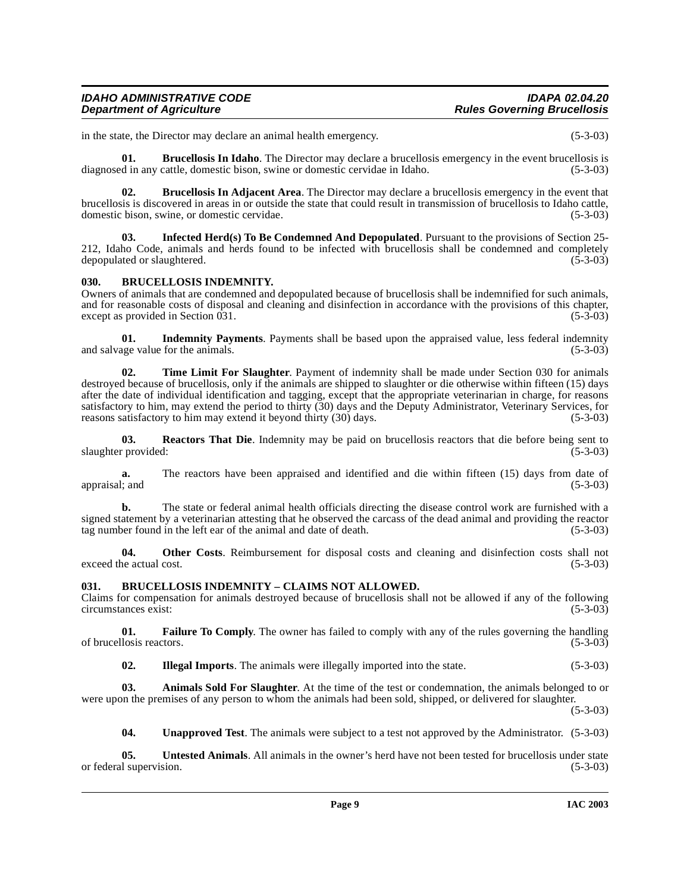in the state, the Director may declare an animal health emergency. (5-3-03)

**01. Brucellosis In Idaho**. The Director may declare a brucellosis emergency in the event brucellosis is diagnosed in any cattle, domestic bison, swine or domestic cervidae in Idaho. (5-3-03)

**02. Brucellosis In Adjacent Area**. The Director may declare a brucellosis emergency in the event that brucellosis is discovered in areas in or outside the state that could result in transmission of brucellosis to Idaho cattle, domestic bison, swine, or domestic cervidae. (5-3-03)

**03. Infected Herd(s) To Be Condemned And Depopulated**. Pursuant to the provisions of Section 25-212, Idaho Code, animals and herds found to be infected with brucellosis shall be condemned and completely depopulated or slaughtered. (5-3-03)

## 030. BRUCELLOSIS INDEMNITY.

Owners of animals that are condemned and depopulated because of brucellosis shall be indemnified for such animals, and for reasonable costs of disposal and cleaning and disinfection in accordance with the provisions of this chapter, except as provided in Section 031. (5-3-03)

**01. Indemnity Payments**. Payments shall be based upon the appraised value, less federal indemnity and salvage value for the animals. (5-3-03)

**02. Time Limit For Slaughter**. Payment of indemnity shall be made under Section 030 for animals destroyed because of brucellosis, only if the animals are shipped to slaughter or die otherwise within fifteen (15) days after the date of individual identification and tagging, except that the appropriate veterinarian in charge, for reasons satisfactory to him, may extend the period to thirty (30) days and the Deputy Administrator, Veterinary Services, for reasons satisfactory to him may extend it beyond thirty (30) days. (5-3-03)

**03. Reactors That Die**. Indemnity may be paid on brucellosis reactors that die before being sent to slaughter provided: (5-3-03)

**a.** The reactors have been appraised and identified and die within fifteen (15) days from date of appraisal; and (5-3-03)

**b.** The state or federal animal health officials directing the disease control work are furnished with a signed statement by a veterinarian attesting that he observed the carcass of the dead animal and providing the reactor tag number found in the left ear of the animal and date of death. (5-3-03)

**04. Other Costs**. Reimbursement for disposal costs and cleaning and disinfection costs shall not exceed the actual cost. (5-3-03)

## 031. BRUCELLOSIS INDEMNITY – CLAIMS NOT ALLOWED.

Claims for compensation for animals destroyed because of brucellosis shall not be allowed if any of the following circumstances exist: (5-3-03)

**01. Failure To Comply**. The owner has failed to comply with any of the rules governing the handling of brucellosis reactors. (5-3-03)

**02. Illegal Imports**. The animals were illegally imported into the state. (5-3-03)

**03. Animals Sold For Slaughter**. At the time of the test or condemnation, the animals belonged to or were upon the premises of any person to whom the animals had been sold, shipped, or delivered for slaughter. (5-3-03)

**04. Unapproved Test**. The animals were subject to a test not approved by the Administrator. (5-3-03)

**05. Untested Animals**. All animals in the owner's herd have not been tested for brucellosis under state or federal supervision. (5-3-03)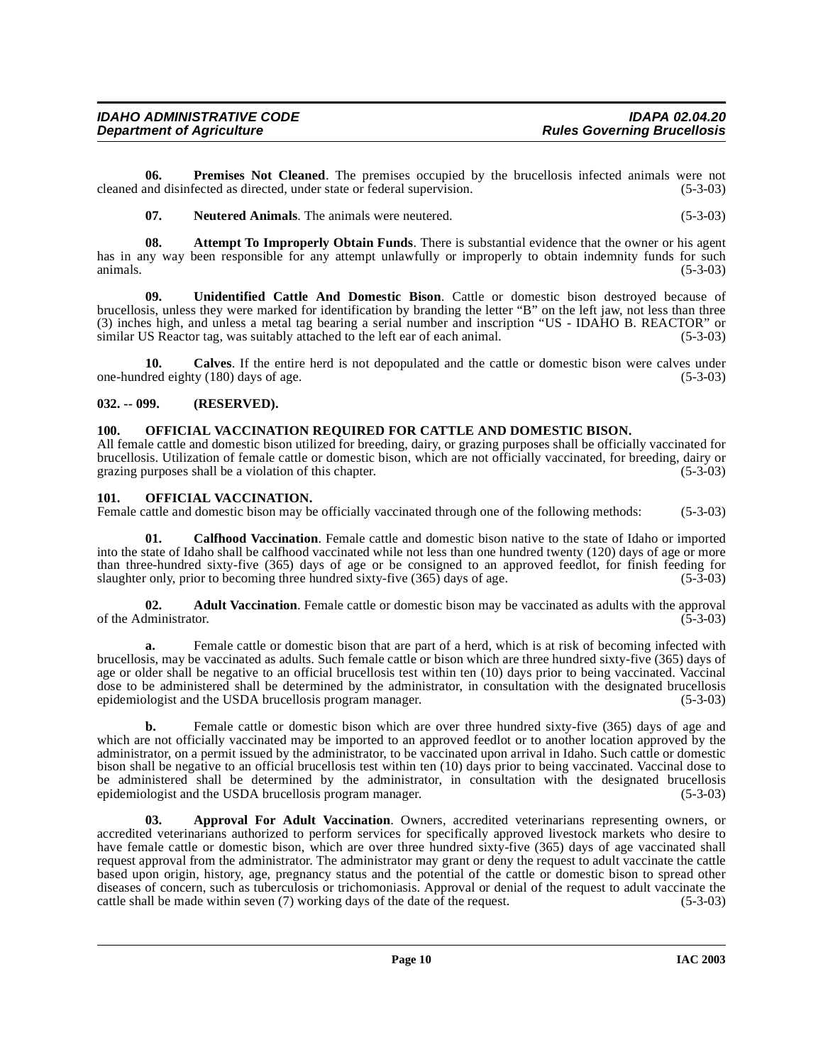**06. Premises Not Cleaned**. The premises occupied by the brucellosis infected animals were not cleaned and disinfected as directed, under state or federal supervision. (5-3-03)

**07. Neutered Animals**. The animals were neutered. (5-3-03)

**08. Attempt To Improperly Obtain Funds**. There is substantial evidence that the owner or his agent has in any way been responsible for any attempt unlawfully or improperly to obtain indemnity funds for such animals. (5-3-03)

**09. Unidentified Cattle And Domestic Bison**. Cattle or domestic bison destroyed because of brucellosis, unless they were marked for identification by branding the letter "B" on the left jaw, not less than three (3) inches high, and unless a metal tag bearing a serial number and inscription "US - IDAHO B. REACTOR" or similar US Reactor tag, was suitably attached to the left ear of each animal. (5-3-03)

**10. Calves**. If the entire herd is not depopulated and the cattle or domestic bison were calves under one-hundred eighty (180) days of age. (5-3-03)

## 032. -- 099. (RESERVED).

## 100. OFFICIAL VACCINATION REQUIRED FOR CATTLE AND DOMESTIC BISON.

All female cattle and domestic bison utilized for breeding, dairy, or grazing purposes shall be officially vaccinated for brucellosis. Utilization of female cattle or domestic bison, which are not officially vaccinated, for breeding, dairy or grazing purposes shall be a violation of this chapter. (5-3-03)

## 101. OFFICIAL VACCINATION.

Female cattle and domestic bison may be officially vaccinated through one of the following methods: (5-3-03)

**01. Calfhood Vaccination**. Female cattle and domestic bison native to the state of Idaho or imported into the state of Idaho shall be calfhood vaccinated while not less than one hundred twenty (120) days of age or more than three-hundred sixty-five (365) days of age or be consigned to an approved feedlot, for finish feeding for slaughter only, prior to becoming three hundred sixty-five (365) days of age. (5-3-03)

**02. Adult Vaccination**. Female cattle or domestic bison may be vaccinated as adults with the approval of the Administrator. (5-3-03)

**a.** Female cattle or domestic bison that are part of a herd, which is at risk of becoming infected with brucellosis, may be vaccinated as adults. Such female cattle or bison which are three hundred sixty-five (365) days of age or older shall be negative to an official brucellosis test within ten (10) days prior to being vaccinated. Vaccinal dose to be administered shall be determined by the administrator, in consultation with the designated brucellosis epidemiologist and the USDA brucellosis program manager. (5-3-03)

**b.** Female cattle or domestic bison which are over three hundred sixty-five (365) days of age and which are not officially vaccinated may be imported to an approved feedlot or to another location approved by the administrator, on a permit issued by the administrator, to be vaccinated upon arrival in Idaho. Such cattle or domestic bison shall be negative to an official brucellosis test within ten (10) days prior to being vaccinated. Vaccinal dose to be administered shall be determined by the administrator, in consultation with the designated brucellosis epidemiologist and the USDA brucellosis program manager. (5-3-03)

**03. Approval For Adult Vaccination**. Owners, accredited veterinarians representing owners, or accredited veterinarians authorized to perform services for specifically approved livestock markets who desire to have female cattle or domestic bison, which are over three hundred sixty-five (365) days of age vaccinated shall request approval from the administrator. The administrator may grant or deny the request to adult vaccinate the cattle based upon origin, history, age, pregnancy status and the potential of the cattle or domestic bison to spread other diseases of concern, such as tuberculosis or trichomoniasis. Approval or denial of the request to adult vaccinate the cattle shall be made within seven (7) working days of the date of the request. (5-3-03)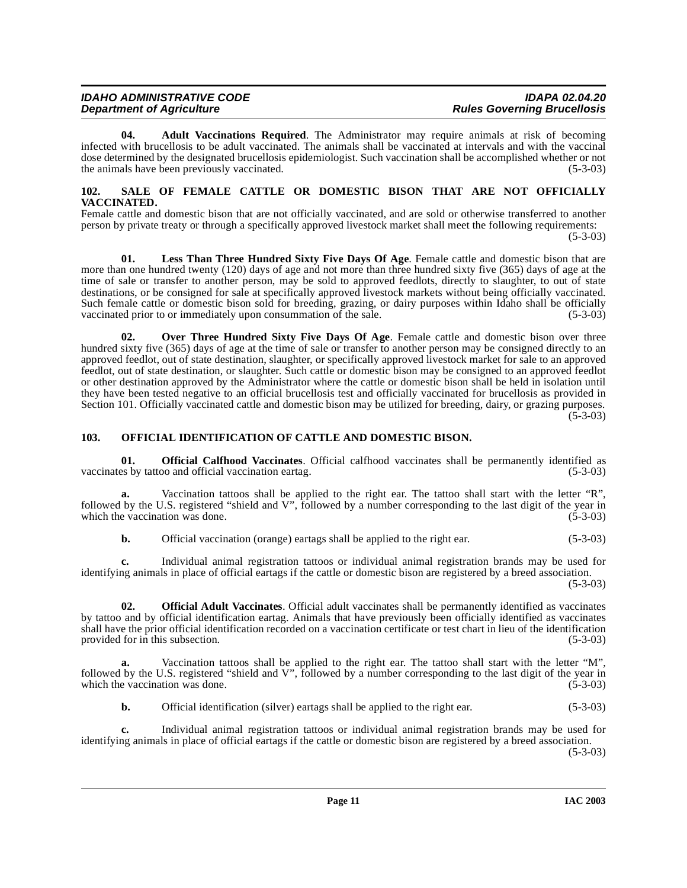**04. Adult Vaccinations Required**. The Administrator may require animals at risk of becoming infected with brucellosis to be adult vaccinated. The animals shall be vaccinated at intervals and with the vaccinal dose determined by the designated brucellosis epidemiologist. Such vaccination shall be accomplished whether or not the animals have been previously vaccinated. (5-3-03)

## 102. SALE OF FEMALE CATTLE OR DOMESTIC BISON THAT ARE NOT OFFICIALLY VACCINATED.

Female cattle and domestic bison that are not officially vaccinated, and are sold or otherwise transferred to another person by private treaty or through a specifically approved livestock market shall meet the following requirements: (5-3-03)

**01. Less Than Three Hundred Sixty Five Days Of Age**. Female cattle and domestic bison that are more than one hundred twenty (120) days of age and not more than three hundred sixty five (365) days of age at the time of sale or transfer to another person, may be sold to approved feedlots, directly to slaughter, to out of state destinations, or be consigned for sale at specifically approved livestock markets without being officially vaccinated. Such female cattle or domestic bison sold for breeding, grazing, or dairy purposes within Idaho shall be officially vaccinated prior to or immediately upon consummation of the sale. (5-3-03)

**02. Over Three Hundred Sixty Five Days Of Age**. Female cattle and domestic bison over three hundred sixty five (365) days of age at the time of sale or transfer to another person may be consigned directly to an approved feedlot, out of state destination, slaughter, or specifically approved livestock market for sale to an approved feedlot, out of state destination, or slaughter. Such cattle or domestic bison may be consigned to an approved feedlot or other destination approved by the Administrator where the cattle or domestic bison shall be held in isolation until they have been tested negative to an official brucellosis test and officially vaccinated for brucellosis as provided in Section 101. Officially vaccinated cattle and domestic bison may be utilized for breeding, dairy, or grazing purposes. (5-3-03)

## 103. OFFICIAL IDENTIFICATION OF CATTLE AND DOMESTIC BISON.

**01. Official Calfhood Vaccinates**. Official calfhood vaccinates shall be permanently identified as vaccinates by tattoo and official vaccination eartag. (5-3-03)

**a.** Vaccination tattoos shall be applied to the right ear. The tattoo shall start with the letter "R", followed by the U.S. registered "shield and V", followed by a number corresponding to the last digit of the year in which the vaccination was done. (5-3-03)

**b.** Official vaccination (orange) eartags shall be applied to the right ear. (5-3-03)

**c.** Individual animal registration tattoos or individual animal registration brands may be used for identifying animals in place of official eartags if the cattle or domestic bison are registered by a breed association. (5-3-03)

**02. Official Adult Vaccinates**. Official adult vaccinates shall be permanently identified as vaccinates by tattoo and by official identification eartag. Animals that have previously been officially identified as vaccinates shall have the prior official identification recorded on a vaccination certificate or test chart in lieu of the identification provided for in this subsection. (5-3-03)

**a.** Vaccination tattoos shall be applied to the right ear. The tattoo shall start with the letter "M", followed by the U.S. registered "shield and V", followed by a number corresponding to the last digit of the year in which the vaccination was done. (5-3-03)

**b.** Official identification (silver) eartags shall be applied to the right ear. (5-3-03)

**c.** Individual animal registration tattoos or individual animal registration brands may be used for identifying animals in place of official eartags if the cattle or domestic bison are registered by a breed association. (5-3-03)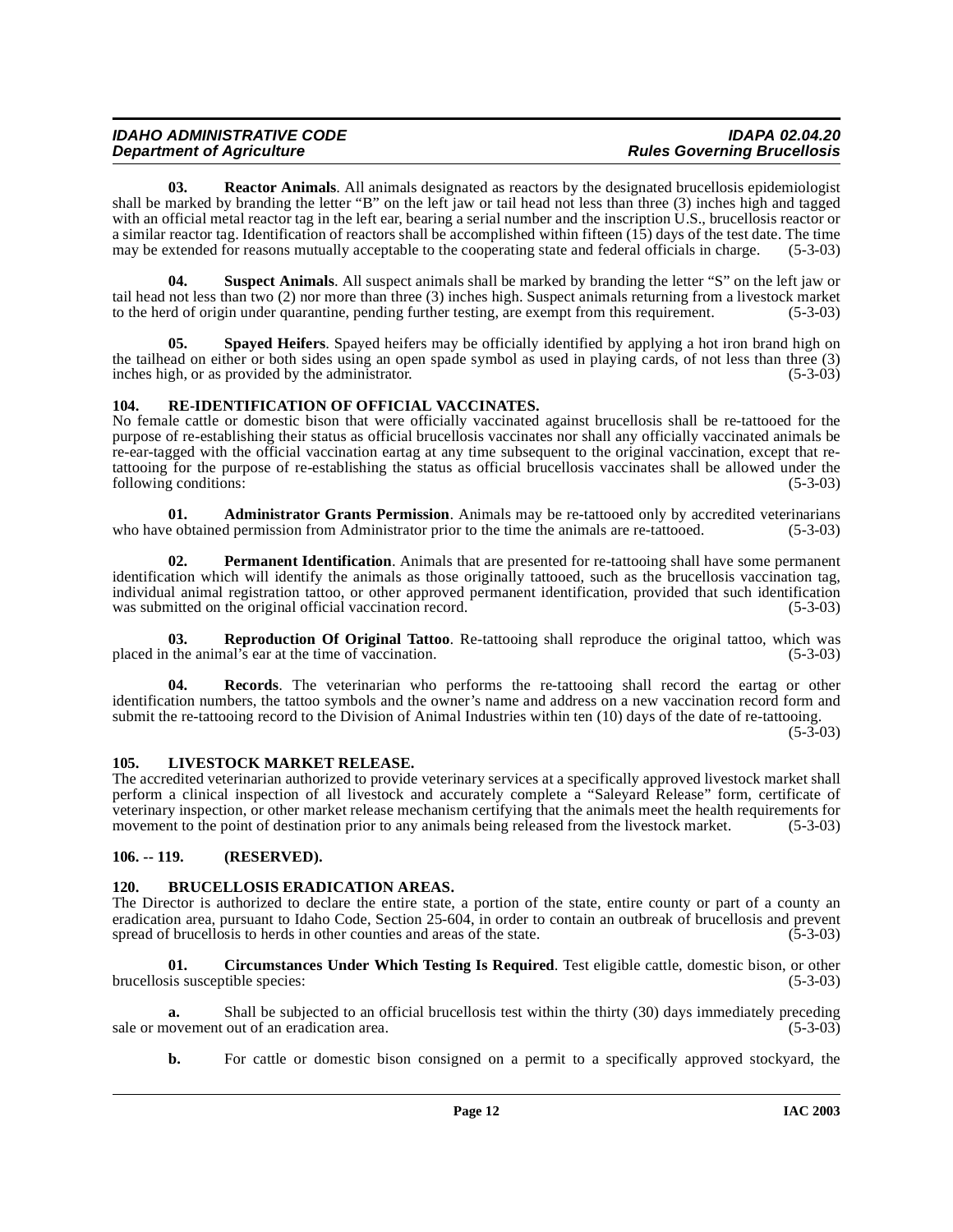**03. Reactor Animals**. All animals designated as reactors by the designated brucellosis epidemiologist shall be marked by branding the letter "B" on the left jaw or tail head not less than three (3) inches high and tagged with an official metal reactor tag in the left ear, bearing a serial number and the inscription U.S., brucellosis reactor or a similar reactor tag. Identification of reactors shall be accomplished within fifteen (15) days of the test date. The time may be extended for reasons mutually acceptable to the cooperating state and federal officials in charge. (5-3-03)

**04. Suspect Animals**. All suspect animals shall be marked by branding the letter "S" on the left jaw or tail head not less than two (2) nor more than three (3) inches high. Suspect animals returning from a livestock market to the herd of origin under quarantine, pending further testing, are exempt from this requirement. (5-3-03)

**05. Spayed Heifers**. Spayed heifers may be officially identified by applying a hot iron brand high on the tailhead on either or both sides using an open spade symbol as used in playing cards, of not less than three (3) inches high, or as provided by the administrator. (5-3-03)

## 104. RE-IDENTIFICATION OF OFFICIAL VACCINATES.

No female cattle or domestic bison that were officially vaccinated against brucellosis shall be re-tattooed for the purpose of re-establishing their status as official brucellosis vaccinates nor shall any officially vaccinated animals be re-ear-tagged with the official vaccination eartag at any time subsequent to the original vaccination, except that re-tattooing for the purpose of re-establishing the status as official brucellosis vaccinates shall be allowed under the following conditions: (5-3-03)

**01. Administrator Grants Permission**. Animals may be re-tattooed only by accredited veterinarians who have obtained permission from Administrator prior to the time the animals are re-tattooed. (5-3-03)

**02. Permanent Identification**. Animals that are presented for re-tattooing shall have some permanent identification which will identify the animals as those originally tattooed, such as the brucellosis vaccination tag, individual animal registration tattoo, or other approved permanent identification, provided that such identification was submitted on the original official vaccination record. (5-3-03)

**03. Reproduction Of Original Tattoo**. Re-tattooing shall reproduce the original tattoo, which was placed in the animal's ear at the time of vaccination. (5-3-03)

**04. Records**. The veterinarian who performs the re-tattooing shall record the eartag or other identification numbers, the tattoo symbols and the owner's name and address on a new vaccination record form and submit the re-tattooing record to the Division of Animal Industries within ten (10) days of the date of re-tattooing. (5-3-03)

## 105. LIVESTOCK MARKET RELEASE.

The accredited veterinarian authorized to provide veterinary services at a specifically approved livestock market shall perform a clinical inspection of all livestock and accurately complete a "Saleyard Release" form, certificate of veterinary inspection, or other market release mechanism certifying that the animals meet the health requirements for movement to the point of destination prior to any animals being released from the livestock market. (5-3-03)

## 106. -- 119. (RESERVED).

## 120. BRUCELLOSIS ERADICATION AREAS.

The Director is authorized to declare the entire state, a portion of the state, entire county or part of a county an eradication area, pursuant to Idaho Code, Section 25-604, in order to contain an outbreak of brucellosis and prevent spread of brucellosis to herds in other counties and areas of the state. (5-3-03)

**01. Circumstances Under Which Testing Is Required**. Test eligible cattle, domestic bison, or other brucellosis susceptible species: (5-3-03)

**a.** Shall be subjected to an official brucellosis test within the thirty (30) days immediately preceding sale or movement out of an eradication area. (5-3-03)

**b.** For cattle or domestic bison consigned on a permit to a specifically approved stockyard, the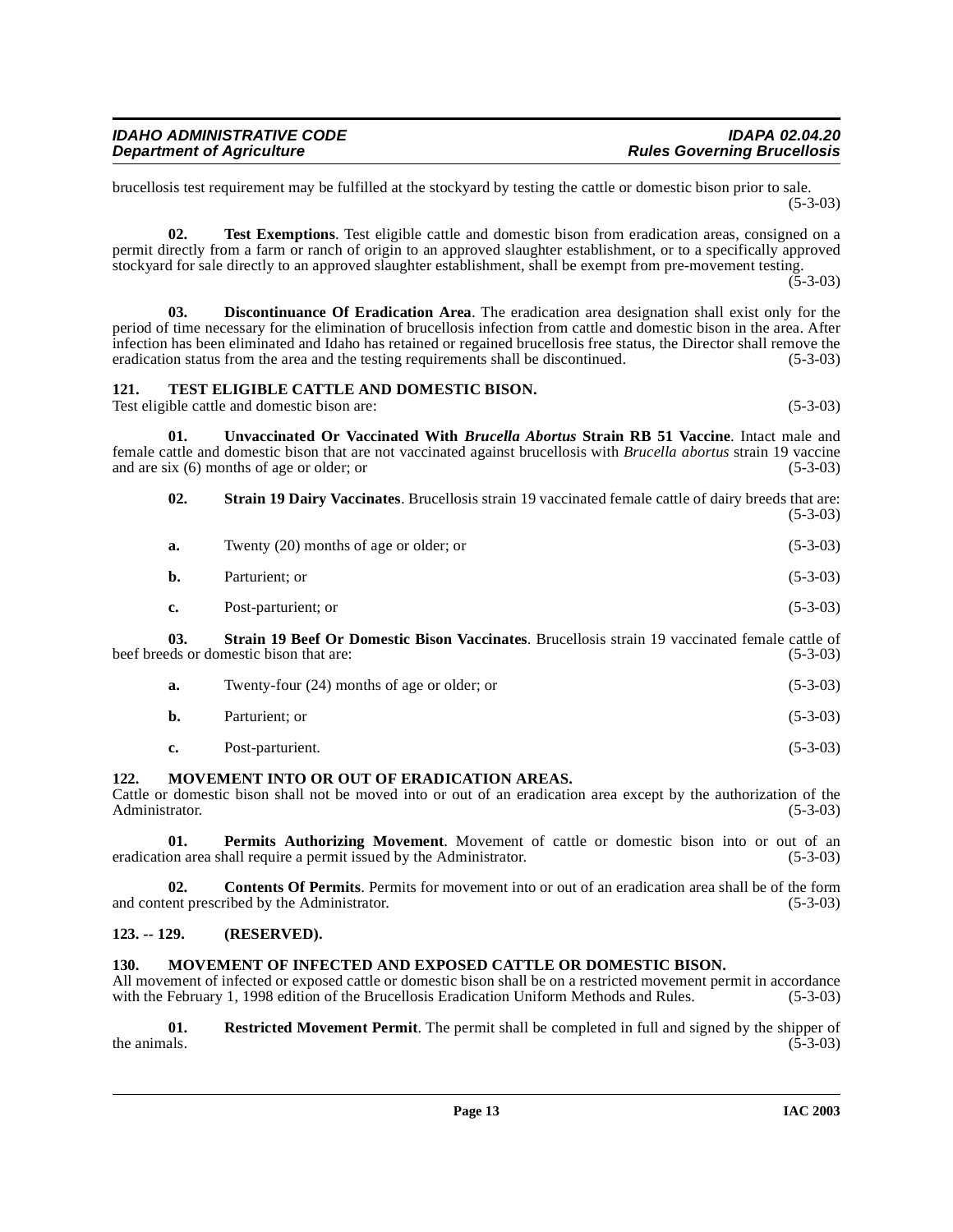brucellosis test requirement may be fulfilled at the stockyard by testing the cattle or domestic bison prior to sale. (5-3-03)

**02. Test Exemptions**. Test eligible cattle and domestic bison from eradication areas, consigned on a permit directly from a farm or ranch of origin to an approved slaughter establishment, or to a specifically approved stockyard for sale directly to an approved slaughter establishment, shall be exempt from pre-movement testing. (5-3-03)

**03. Discontinuance Of Eradication Area**. The eradication area designation shall exist only for the period of time necessary for the elimination of brucellosis infection from cattle and domestic bison in the area. After infection has been eliminated and Idaho has retained or regained brucellosis free status, the Director shall remove the eradication status from the area and the testing requirements shall be discontinued. (5-3-03)

## 121. TEST ELIGIBLE CATTLE AND DOMESTIC BISON.

Test eligible cattle and domestic bison are: (5-3-03)

**01. Unvaccinated Or Vaccinated With *Brucella Abortus* Strain RB 51 Vaccine**. Intact male and female cattle and domestic bison that are not vaccinated against brucellosis with *Brucella abortus* strain 19 vaccine and are six (6) months of age or older; or (5-3-03)

**02. Strain 19 Dairy Vaccinates**. Brucellosis strain 19 vaccinated female cattle of dairy breeds that are: (5-3-03)

a. Twenty (20) months of age or older; or (5-3-03)

b. Parturient; or (5-3-03)

c. Post-parturient; or (5-3-03)

**03. Strain 19 Beef Or Domestic Bison Vaccinates**. Brucellosis strain 19 vaccinated female cattle of beef breeds or domestic bison that are: (5-3-03)

a. Twenty-four (24) months of age or older; or (5-3-03)

b. Parturient; or (5-3-03)

c. Post-parturient. (5-3-03)

## 122. MOVEMENT INTO OR OUT OF ERADICATION AREAS.

Cattle or domestic bison shall not be moved into or out of an eradication area except by the authorization of the Administrator. (5-3-03)

**01. Permits Authorizing Movement**. Movement of cattle or domestic bison into or out of an eradication area shall require a permit issued by the Administrator. (5-3-03)

**02. Contents Of Permits**. Permits for movement into or out of an eradication area shall be of the form and content prescribed by the Administrator. (5-3-03)

## 123. -- 129. (RESERVED).

## 130. MOVEMENT OF INFECTED AND EXPOSED CATTLE OR DOMESTIC BISON.

All movement of infected or exposed cattle or domestic bison shall be on a restricted movement permit in accordance with the February 1, 1998 edition of the Brucellosis Eradication Uniform Methods and Rules. (5-3-03)

**01. Restricted Movement Permit**. The permit shall be completed in full and signed by the shipper of the animals. (5-3-03)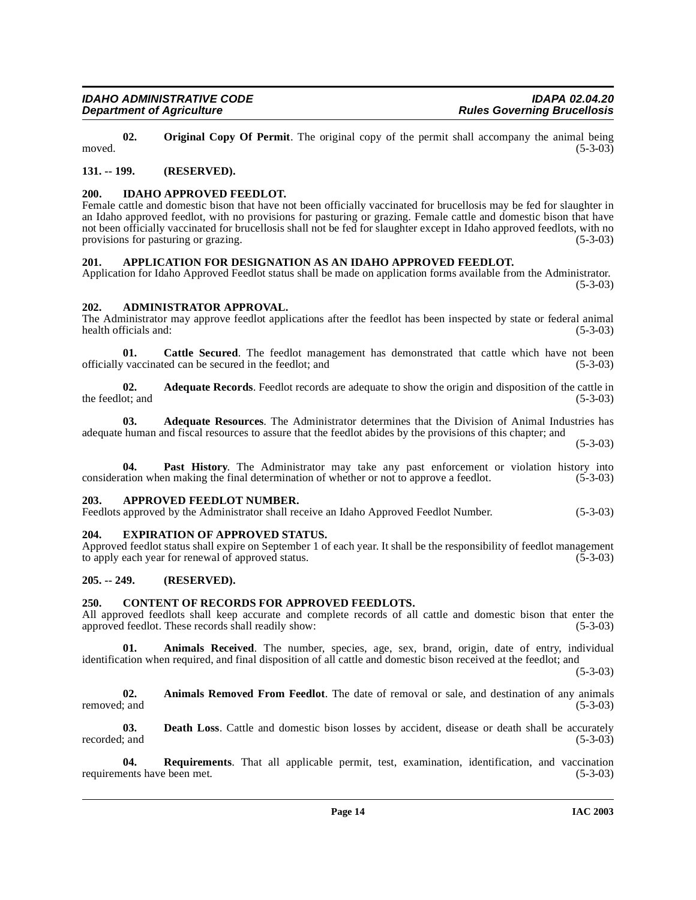**02. Original Copy Of Permit**. The original copy of the permit shall accompany the animal being moved. (5-3-03)

## 131. -- 199. (RESERVED).

## 200. IDAHO APPROVED FEEDLOT.

Female cattle and domestic bison that have not been officially vaccinated for brucellosis may be fed for slaughter in an Idaho approved feedlot, with no provisions for pasturing or grazing. Female cattle and domestic bison that have not been officially vaccinated for brucellosis shall not be fed for slaughter except in Idaho approved feedlots, with no provisions for pasturing or grazing. (5-3-03)

## 201. APPLICATION FOR DESIGNATION AS AN IDAHO APPROVED FEEDLOT.

Application for Idaho Approved Feedlot status shall be made on application forms available from the Administrator. (5-3-03)

## 202. ADMINISTRATOR APPROVAL.

The Administrator may approve feedlot applications after the feedlot has been inspected by state or federal animal health officials and: (5-3-03)

**01. Cattle Secured**. The feedlot management has demonstrated that cattle which have not been officially vaccinated can be secured in the feedlot; and (5-3-03)

**02. Adequate Records**. Feedlot records are adequate to show the origin and disposition of the cattle in the feedlot; and (5-3-03)

**03. Adequate Resources**. The Administrator determines that the Division of Animal Industries has adequate human and fiscal resources to assure that the feedlot abides by the provisions of this chapter; and (5-3-03)

**04. Past History**. The Administrator may take any past enforcement or violation history into consideration when making the final determination of whether or not to approve a feedlot. (5-3-03)

## 203. APPROVED FEEDLOT NUMBER.

Feedlots approved by the Administrator shall receive an Idaho Approved Feedlot Number. (5-3-03)

## 204. EXPIRATION OF APPROVED STATUS.

Approved feedlot status shall expire on September 1 of each year. It shall be the responsibility of feedlot management to apply each year for renewal of approved status. (5-3-03)

## 205. -- 249. (RESERVED).

## 250. CONTENT OF RECORDS FOR APPROVED FEEDLOTS.

All approved feedlots shall keep accurate and complete records of all cattle and domestic bison that enter the approved feedlot. These records shall readily show: (5-3-03)

**01. Animals Received**. The number, species, age, sex, brand, origin, date of entry, individual identification when required, and final disposition of all cattle and domestic bison received at the feedlot; and (5-3-03)

**02. Animals Removed From Feedlot**. The date of removal or sale, and destination of any animals removed; and (5-3-03)

**03. Death Loss**. Cattle and domestic bison losses by accident, disease or death shall be accurately recorded; and (5-3-03)

**04. Requirements**. That all applicable permit, test, examination, identification, and vaccination requirements have been met. (5-3-03)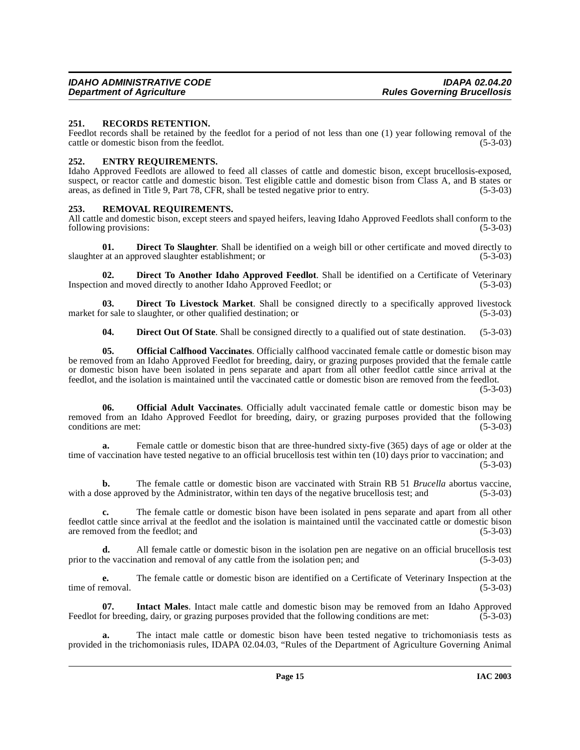### 251. RECORDS RETENTION.

Feedlot records shall be retained by the feedlot for a period of not less than one (1) year following removal of the cattle or domestic bison from the feedlot. (5-3-03)

### 252. ENTRY REQUIREMENTS.

Idaho Approved Feedlots are allowed to feed all classes of cattle and domestic bison, except brucellosis-exposed, suspect, or reactor cattle and domestic bison. Test eligible cattle and domestic bison from Class A, and B states or areas, as defined in Title 9, Part 78, CFR, shall be tested negative prior to entry. (5-3-03)

### 253. REMOVAL REQUIREMENTS.

All cattle and domestic bison, except steers and spayed heifers, leaving Idaho Approved Feedlots shall conform to the following provisions: (5-3-03)

**01. Direct To Slaughter**. Shall be identified on a weigh bill or other certificate and moved directly to slaughter at an approved slaughter establishment; or (5-3-03)

**02. Direct To Another Idaho Approved Feedlot**. Shall be identified on a Certificate of Veterinary Inspection and moved directly to another Idaho Approved Feedlot; or (5-3-03)

**03. Direct To Livestock Market**. Shall be consigned directly to a specifically approved livestock market for sale to slaughter, or other qualified destination; or (5-3-03)

**04. Direct Out Of State**. Shall be consigned directly to a qualified out of state destination. (5-3-03)

**05. Official Calfhood Vaccinates**. Officially calfhood vaccinated female cattle or domestic bison may be removed from an Idaho Approved Feedlot for breeding, dairy, or grazing purposes provided that the female cattle or domestic bison have been isolated in pens separate and apart from all other feedlot cattle since arrival at the feedlot, and the isolation is maintained until the vaccinated cattle or domestic bison are removed from the feedlot. (5-3-03)

**06. Official Adult Vaccinates**. Officially adult vaccinated female cattle or domestic bison may be removed from an Idaho Approved Feedlot for breeding, dairy, or grazing purposes provided that the following conditions are met: (5-3-03)

**a.** Female cattle or domestic bison that are three-hundred sixty-five (365) days of age or older at the time of vaccination have tested negative to an official brucellosis test within ten (10) days prior to vaccination; and (5-3-03)

**b.** The female cattle or domestic bison are vaccinated with Strain RB 51 *Brucella* abortus vaccine, with a dose approved by the Administrator, within ten days of the negative brucellosis test; and (5-3-03)

**c.** The female cattle or domestic bison have been isolated in pens separate and apart from all other feedlot cattle since arrival at the feedlot and the isolation is maintained until the vaccinated cattle or domestic bison are removed from the feedlot; and (5-3-03)

**d.** All female cattle or domestic bison in the isolation pen are negative on an official brucellosis test prior to the vaccination and removal of any cattle from the isolation pen; and (5-3-03)

**e.** The female cattle or domestic bison are identified on a Certificate of Veterinary Inspection at the time of removal. (5-3-03)

**07. Intact Males**. Intact male cattle and domestic bison may be removed from an Idaho Approved Feedlot for breeding, dairy, or grazing purposes provided that the following conditions are met: (5-3-03)

**a.** The intact male cattle or domestic bison have been tested negative to trichomoniasis tests as provided in the trichomoniasis rules, IDAPA 02.04.03, "Rules of the Department of Agriculture Governing Animal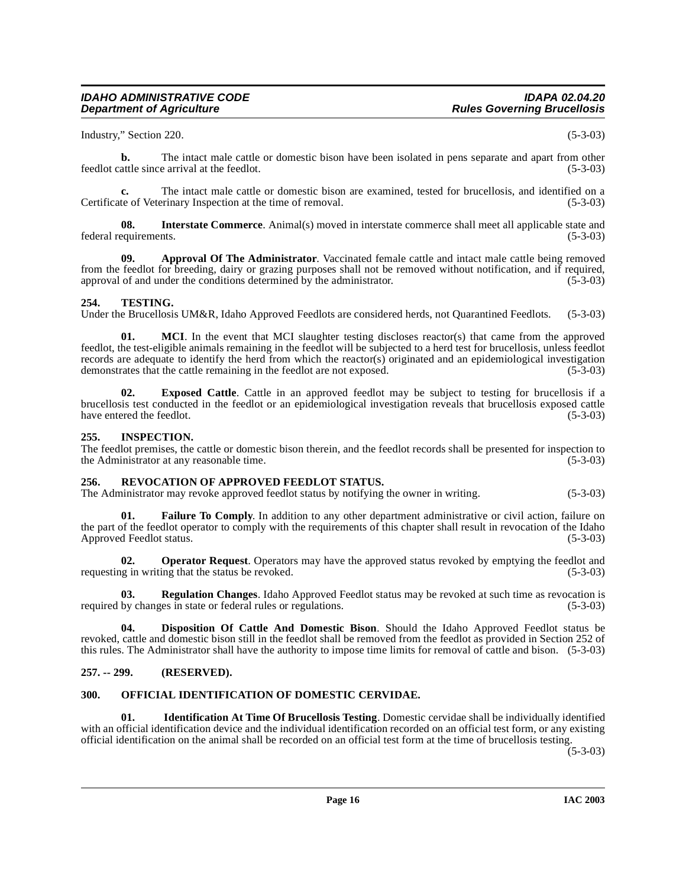Industry," Section 220. (5-3-03)

**b.** The intact male cattle or domestic bison have been isolated in pens separate and apart from other feedlot cattle since arrival at the feedlot. (5-3-03)

**c.** The intact male cattle or domestic bison are examined, tested for brucellosis, and identified on a Certificate of Veterinary Inspection at the time of removal. (5-3-03)

**08. Interstate Commerce**. Animal(s) moved in interstate commerce shall meet all applicable state and federal requirements. (5-3-03)

**09. Approval Of The Administrator**. Vaccinated female cattle and intact male cattle being removed from the feedlot for breeding, dairy or grazing purposes shall not be removed without notification, and if required, approval of and under the conditions determined by the administrator. (5-3-03)

## 254. TESTING.

Under the Brucellosis UM&R, Idaho Approved Feedlots are considered herds, not Quarantined Feedlots. (5-3-03)

**01. MCI**. In the event that MCI slaughter testing discloses reactor(s) that came from the approved feedlot, the test-eligible animals remaining in the feedlot will be subjected to a herd test for brucellosis, unless feedlot records are adequate to identify the herd from which the reactor(s) originated and an epidemiological investigation demonstrates that the cattle remaining in the feedlot are not exposed. (5-3-03)

**02. Exposed Cattle**. Cattle in an approved feedlot may be subject to testing for brucellosis if a brucellosis test conducted in the feedlot or an epidemiological investigation reveals that brucellosis exposed cattle have entered the feedlot. (5-3-03)

## 255. INSPECTION.

The feedlot premises, the cattle or domestic bison therein, and the feedlot records shall be presented for inspection to the Administrator at any reasonable time. (5-3-03)

## 256. REVOCATION OF APPROVED FEEDLOT STATUS.

The Administrator may revoke approved feedlot status by notifying the owner in writing. (5-3-03)

**01. Failure To Comply**. In addition to any other department administrative or civil action, failure on the part of the feedlot operator to comply with the requirements of this chapter shall result in revocation of the Idaho Approved Feedlot status. (5-3-03)

**02. Operator Request**. Operators may have the approved status revoked by emptying the feedlot and requesting in writing that the status be revoked. (5-3-03)

**03. Regulation Changes**. Idaho Approved Feedlot status may be revoked at such time as revocation is required by changes in state or federal rules or regulations. (5-3-03)

**04. Disposition Of Cattle And Domestic Bison**. Should the Idaho Approved Feedlot status be revoked, cattle and domestic bison still in the feedlot shall be removed from the feedlot as provided in Section 252 of this rules. The Administrator shall have the authority to impose time limits for removal of cattle and bison. (5-3-03)

## 257. -- 299. (RESERVED).

## 300. OFFICIAL IDENTIFICATION OF DOMESTIC CERVIDAE.

**01. Identification At Time Of Brucellosis Testing**. Domestic cervidae shall be individually identified with an official identification device and the individual identification recorded on an official test form, or any existing official identification on the animal shall be recorded on an official test form at the time of brucellosis testing. (5-3-03)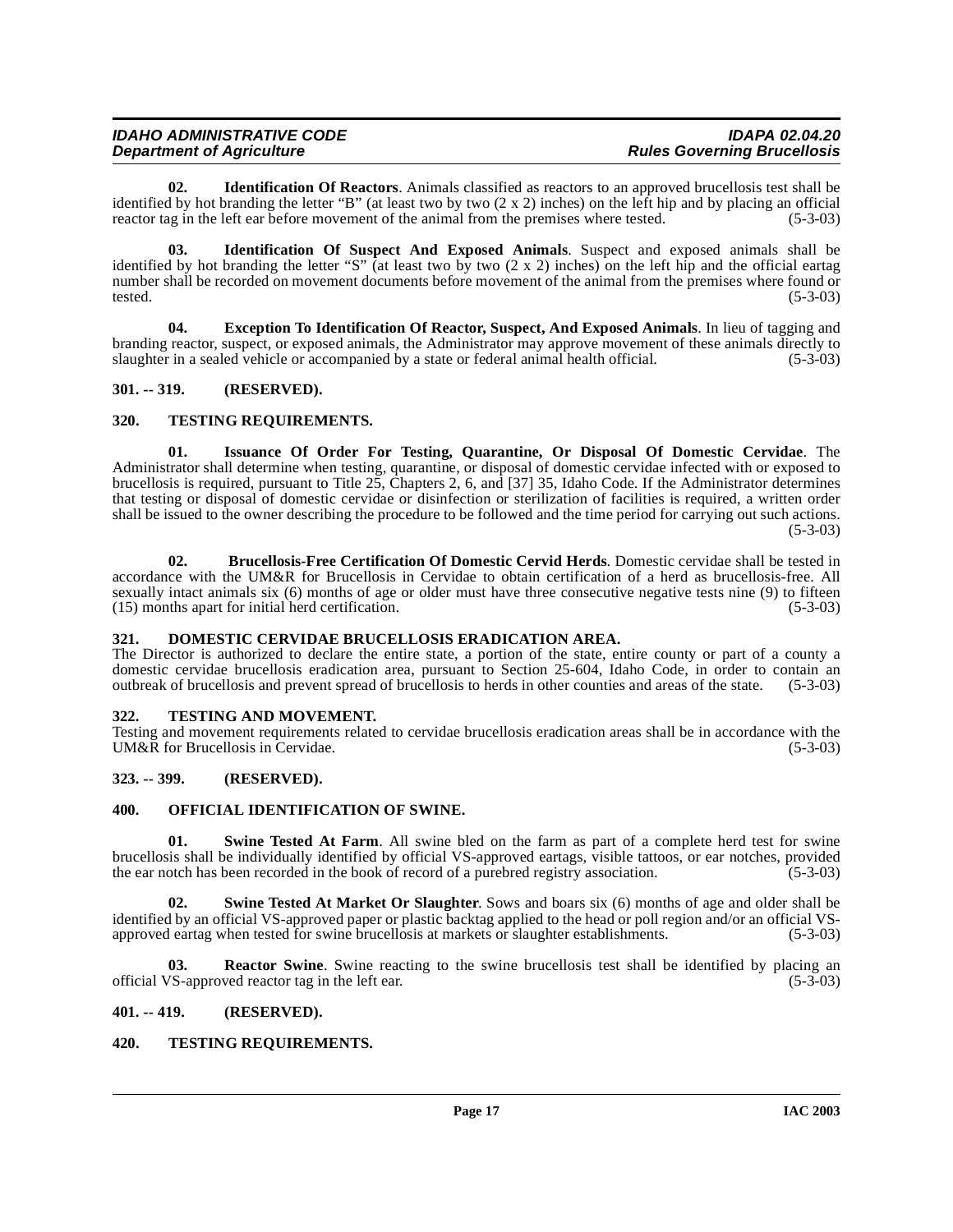**02. Identification Of Reactors**. Animals classified as reactors to an approved brucellosis test shall be identified by hot branding the letter "B" (at least two by two (2 x 2) inches) on the left hip and by placing an official reactor tag in the left ear before movement of the animal from the premises where tested. (5-3-03)

**03. Identification Of Suspect And Exposed Animals**. Suspect and exposed animals shall be identified by hot branding the letter "S" (at least two by two (2 x 2) inches) on the left hip and the official eartag number shall be recorded on movement documents before movement of the animal from the premises where found or tested. (5-3-03)

**04. Exception To Identification Of Reactor, Suspect, And Exposed Animals**. In lieu of tagging and branding reactor, suspect, or exposed animals, the Administrator may approve movement of these animals directly to slaughter in a sealed vehicle or accompanied by a state or federal animal health official. (5-3-03)

## 301. -- 319. (RESERVED).

## 320. TESTING REQUIREMENTS.

**01. Issuance Of Order For Testing, Quarantine, Or Disposal Of Domestic Cervidae**. The Administrator shall determine when testing, quarantine, or disposal of domestic cervidae infected with or exposed to brucellosis is required, pursuant to Title 25, Chapters 2, 6, and [37] 35, Idaho Code. If the Administrator determines that testing or disposal of domestic cervidae or disinfection or sterilization of facilities is required, a written order shall be issued to the owner describing the procedure to be followed and the time period for carrying out such actions. (5-3-03)

**02. Brucellosis-Free Certification Of Domestic Cervid Herds**. Domestic cervidae shall be tested in accordance with the UM&R for Brucellosis in Cervidae to obtain certification of a herd as brucellosis-free. All sexually intact animals six (6) months of age or older must have three consecutive negative tests nine (9) to fifteen (15) months apart for initial herd certification. (5-3-03)

## 321. DOMESTIC CERVIDAE BRUCELLOSIS ERADICATION AREA.

The Director is authorized to declare the entire state, a portion of the state, entire county or part of a county a domestic cervidae brucellosis eradication area, pursuant to Section 25-604, Idaho Code, in order to contain an outbreak of brucellosis and prevent spread of brucellosis to herds in other counties and areas of the state. (5-3-03)

## 322. TESTING AND MOVEMENT.

Testing and movement requirements related to cervidae brucellosis eradication areas shall be in accordance with the UM&R for Brucellosis in Cervidae. (5-3-03)

## 323. -- 399. (RESERVED).

## 400. OFFICIAL IDENTIFICATION OF SWINE.

**01. Swine Tested At Farm**. All swine bled on the farm as part of a complete herd test for swine brucellosis shall be individually identified by official VS-approved eartags, visible tattoos, or ear notches, provided the ear notch has been recorded in the book of record of a purebred registry association. (5-3-03)

**02. Swine Tested At Market Or Slaughter**. Sows and boars six (6) months of age and older shall be identified by an official VS-approved paper or plastic backtag applied to the head or poll region and/or an official VS-approved eartag when tested for swine brucellosis at markets or slaughter establishments. (5-3-03)

**03. Reactor Swine**. Swine reacting to the swine brucellosis test shall be identified by placing an official VS-approved reactor tag in the left ear. (5-3-03)

## 401. -- 419. (RESERVED).

## 420. TESTING REQUIREMENTS.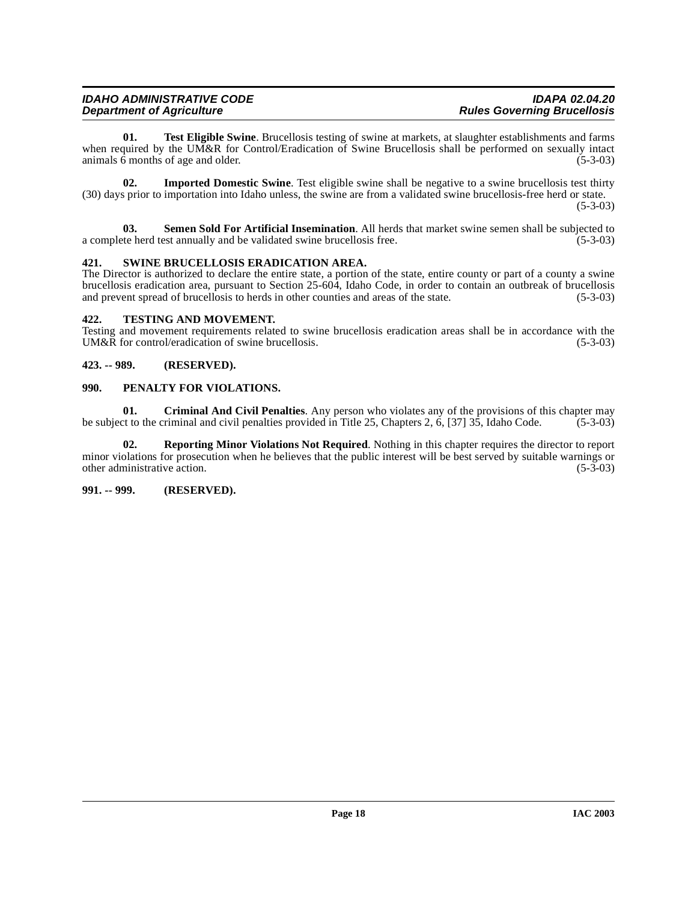**01. Test Eligible Swine**. Brucellosis testing of swine at markets, at slaughter establishments and farms when required by the UM&R for Control/Eradication of Swine Brucellosis shall be performed on sexually intact animals 6 months of age and older. (5-3-03)

**02. Imported Domestic Swine**. Test eligible swine shall be negative to a swine brucellosis test thirty (30) days prior to importation into Idaho unless, the swine are from a validated swine brucellosis-free herd or state. (5-3-03)

**03. Semen Sold For Artificial Insemination**. All herds that market swine semen shall be subjected to a complete herd test annually and be validated swine brucellosis free. (5-3-03)

**421. SWINE BRUCELLOSIS ERADICATION AREA.**

The Director is authorized to declare the entire state, a portion of the state, entire county or part of a county a swine brucellosis eradication area, pursuant to Section 25-604, Idaho Code, in order to contain an outbreak of brucellosis and prevent spread of brucellosis to herds in other counties and areas of the state. (5-3-03)

**422. TESTING AND MOVEMENT.**

Testing and movement requirements related to swine brucellosis eradication areas shall be in accordance with the UM&R for control/eradication of swine brucellosis. (5-3-03)

**423. -- 989. (RESERVED).**

**990. PENALTY FOR VIOLATIONS.**

**01. Criminal And Civil Penalties**. Any person who violates any of the provisions of this chapter may be subject to the criminal and civil penalties provided in Title 25, Chapters 2, 6, [37] 35, Idaho Code. (5-3-03)

**02. Reporting Minor Violations Not Required**. Nothing in this chapter requires the director to report minor violations for prosecution when he believes that the public interest will be best served by suitable warnings or other administrative action. (5-3-03)

**991. -- 999. (RESERVED).**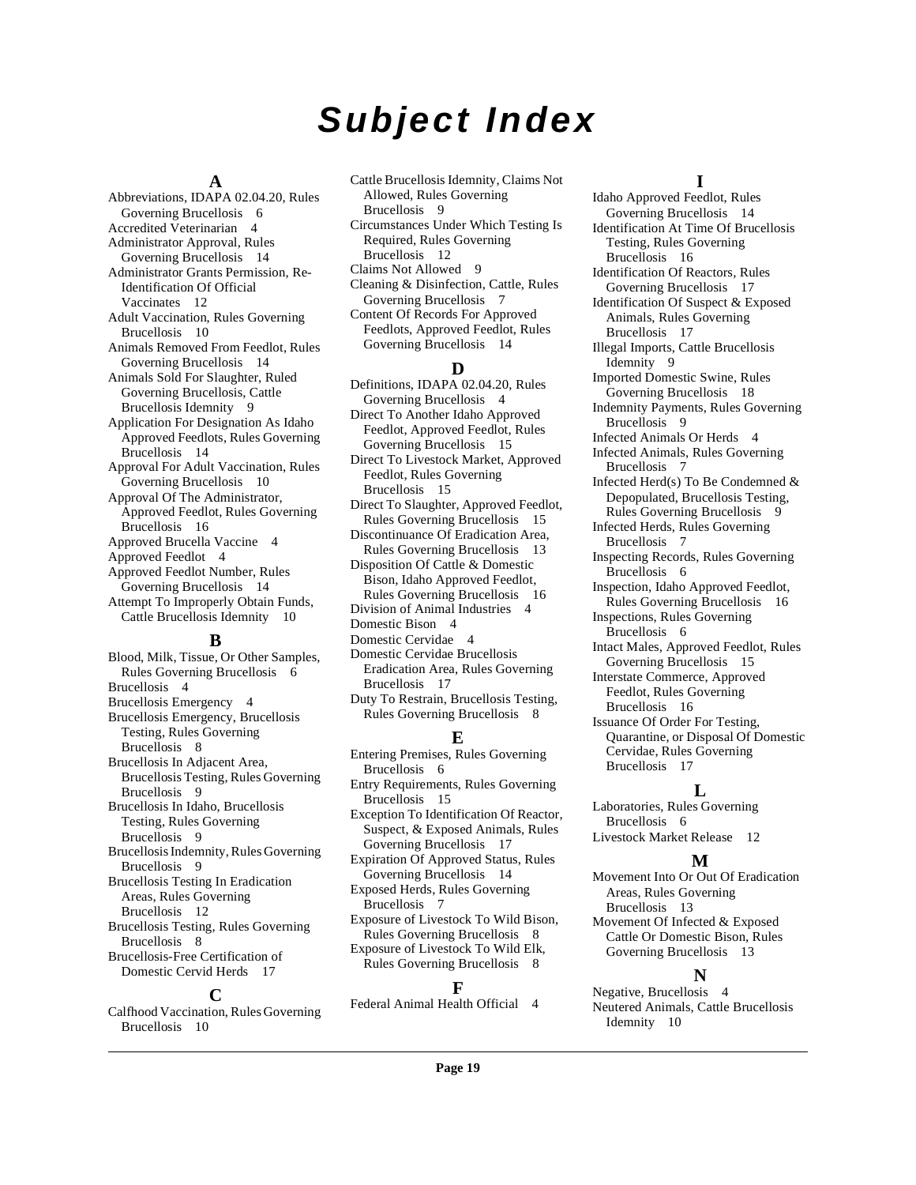# Subject Index

## A

Abbreviations, IDAPA 02.04.20, Rules Governing Brucellosis 6
Accredited Veterinarian 4
Administrator Approval, Rules Governing Brucellosis 14
Administrator Grants Permission, Re-Identification Of Official Vaccinates 12
Adult Vaccination, Rules Governing Brucellosis 10
Animals Removed From Feedlot, Rules Governing Brucellosis 14
Animals Sold For Slaughter, Ruled Governing Brucellosis, Cattle Brucellosis Idemnity 9
Application For Designation As Idaho Approved Feedlots, Rules Governing Brucellosis 14
Approval For Adult Vaccination, Rules Governing Brucellosis 10
Approval Of The Administrator, Approved Feedlot, Rules Governing Brucellosis 16
Approved Brucella Vaccine 4
Approved Feedlot 4
Approved Feedlot Number, Rules Governing Brucellosis 14
Attempt To Improperly Obtain Funds, Cattle Brucellosis Idemnity 10

## B

Blood, Milk, Tissue, Or Other Samples, Rules Governing Brucellosis 6
Brucellosis 4
Brucellosis Emergency 4
Brucellosis Emergency, Brucellosis Testing, Rules Governing Brucellosis 8
Brucellosis In Adjacent Area, Brucellosis Testing, Rules Governing Brucellosis 9
Brucellosis In Idaho, Brucellosis Testing, Rules Governing Brucellosis 9
Brucellosis Indemnity, Rules Governing Brucellosis 9
Brucellosis Testing In Eradication Areas, Rules Governing Brucellosis 12
Brucellosis Testing, Rules Governing Brucellosis 8
Brucellosis-Free Certification of Domestic Cervid Herds 17

## C

Calfhood Vaccination, Rules Governing Brucellosis 10
Cattle Brucellosis Idemnity, Claims Not Allowed, Rules Governing Brucellosis 9
Circumstances Under Which Testing Is Required, Rules Governing Brucellosis 12
Claims Not Allowed 9
Cleaning & Disinfection, Cattle, Rules Governing Brucellosis 7
Content Of Records For Approved Feedlots, Approved Feedlot, Rules Governing Brucellosis 14

## D

Definitions, IDAPA 02.04.20, Rules Governing Brucellosis 4
Direct To Another Idaho Approved Feedlot, Approved Feedlot, Rules Governing Brucellosis 15
Direct To Livestock Market, Approved Feedlot, Rules Governing Brucellosis 15
Direct To Slaughter, Approved Feedlot, Rules Governing Brucellosis 15
Discontinuance Of Eradication Area, Rules Governing Brucellosis 13
Disposition Of Cattle & Domestic Bison, Idaho Approved Feedlot, Rules Governing Brucellosis 16
Division of Animal Industries 4
Domestic Bison 4
Domestic Cervidae 4
Domestic Cervidae Brucellosis Eradication Area, Rules Governing Brucellosis 17
Duty To Restrain, Brucellosis Testing, Rules Governing Brucellosis 8

## E

Entering Premises, Rules Governing Brucellosis 6
Entry Requirements, Rules Governing Brucellosis 15
Exception To Identification Of Reactor, Suspect, & Exposed Animals, Rules Governing Brucellosis 17
Expiration Of Approved Status, Rules Governing Brucellosis 14
Exposed Herds, Rules Governing Brucellosis 7
Exposure of Livestock To Wild Bison, Rules Governing Brucellosis 8
Exposure of Livestock To Wild Elk, Rules Governing Brucellosis 8

## F

Federal Animal Health Official 4

## I

Idaho Approved Feedlot, Rules Governing Brucellosis 14
Identification At Time Of Brucellosis Testing, Rules Governing Brucellosis 16
Identification Of Reactors, Rules Governing Brucellosis 17
Identification Of Suspect & Exposed Animals, Rules Governing Brucellosis 17
Illegal Imports, Cattle Brucellosis Idemnity 9
Imported Domestic Swine, Rules Governing Brucellosis 18
Indemnity Payments, Rules Governing Brucellosis 9
Infected Animals Or Herds 4
Infected Animals, Rules Governing Brucellosis 7
Infected Herd(s) To Be Condemned & Depopulated, Brucellosis Testing, Rules Governing Brucellosis 9
Infected Herds, Rules Governing Brucellosis 7
Inspecting Records, Rules Governing Brucellosis 6
Inspection, Idaho Approved Feedlot, Rules Governing Brucellosis 16
Inspections, Rules Governing Brucellosis 6
Intact Males, Approved Feedlot, Rules Governing Brucellosis 15
Interstate Commerce, Approved Feedlot, Rules Governing Brucellosis 16
Issuance Of Order For Testing, Quarantine, or Disposal Of Domestic Cervidae, Rules Governing Brucellosis 17

## L

Laboratories, Rules Governing Brucellosis 6
Livestock Market Release 12

## M

Movement Into Or Out Of Eradication Areas, Rules Governing Brucellosis 13
Movement Of Infected & Exposed Cattle Or Domestic Bison, Rules Governing Brucellosis 13

## N

Negative, Brucellosis 4
Neutered Animals, Cattle Brucellosis Idemnity 10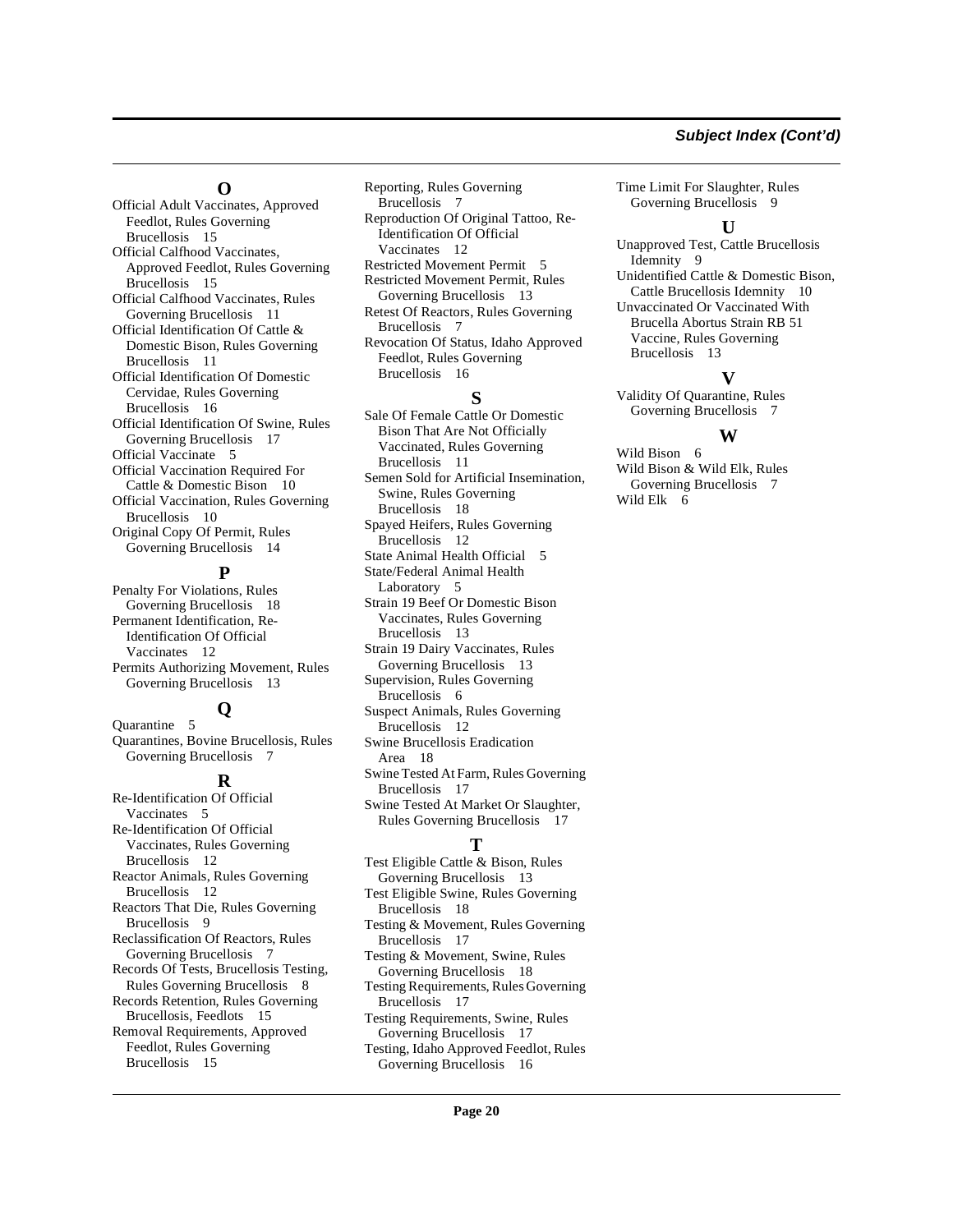## O

Official Adult Vaccinates, Approved Feedlot, Rules Governing Brucellosis 15
Official Calfhood Vaccinates, Approved Feedlot, Rules Governing Brucellosis 15
Official Calfhood Vaccinates, Rules Governing Brucellosis 11
Official Identification Of Cattle & Domestic Bison, Rules Governing Brucellosis 11
Official Identification Of Domestic Cervidae, Rules Governing Brucellosis 16
Official Identification Of Swine, Rules Governing Brucellosis 17
Official Vaccinate 5
Official Vaccination Required For Cattle & Domestic Bison 10
Official Vaccination, Rules Governing Brucellosis 10
Original Copy Of Permit, Rules Governing Brucellosis 14

## P

Penalty For Violations, Rules Governing Brucellosis 18
Permanent Identification, Re-Identification Of Official Vaccinates 12
Permits Authorizing Movement, Rules Governing Brucellosis 13

## Q

Quarantine 5
Quarantines, Bovine Brucellosis, Rules Governing Brucellosis 7

## R

Re-Identification Of Official Vaccinates 5
Re-Identification Of Official Vaccinates, Rules Governing Brucellosis 12
Reactor Animals, Rules Governing Brucellosis 12
Reactors That Die, Rules Governing Brucellosis 9
Reclassification Of Reactors, Rules Governing Brucellosis 7
Records Of Tests, Brucellosis Testing, Rules Governing Brucellosis 8
Records Retention, Rules Governing Brucellosis, Feedlots 15
Removal Requirements, Approved Feedlot, Rules Governing Brucellosis 15
Reporting, Rules Governing Brucellosis 7
Reproduction Of Original Tattoo, Re-Identification Of Official Vaccinates 12
Restricted Movement Permit 5
Restricted Movement Permit, Rules Governing Brucellosis 13
Retest Of Reactors, Rules Governing Brucellosis 7
Revocation Of Status, Idaho Approved Feedlot, Rules Governing Brucellosis 16

## S

Sale Of Female Cattle Or Domestic Bison That Are Not Officially Vaccinated, Rules Governing Brucellosis 11
Semen Sold for Artificial Insemination, Swine, Rules Governing Brucellosis 18
Spayed Heifers, Rules Governing Brucellosis 12
State Animal Health Official 5
State/Federal Animal Health Laboratory 5
Strain 19 Beef Or Domestic Bison Vaccinates, Rules Governing Brucellosis 13
Strain 19 Dairy Vaccinates, Rules Governing Brucellosis 13
Supervision, Rules Governing Brucellosis 6
Suspect Animals, Rules Governing Brucellosis 12
Swine Brucellosis Eradication Area 18
Swine Tested At Farm, Rules Governing Brucellosis 17
Swine Tested At Market Or Slaughter, Rules Governing Brucellosis 17

## T

Test Eligible Cattle & Bison, Rules Governing Brucellosis 13
Test Eligible Swine, Rules Governing Brucellosis 18
Testing & Movement, Rules Governing Brucellosis 17
Testing & Movement, Swine, Rules Governing Brucellosis 18
Testing Requirements, Rules Governing Brucellosis 17
Testing Requirements, Swine, Rules Governing Brucellosis 17
Testing, Idaho Approved Feedlot, Rules Governing Brucellosis 16
Time Limit For Slaughter, Rules Governing Brucellosis 9

## U

Unapproved Test, Cattle Brucellosis Idemnity 9
Unidentified Cattle & Domestic Bison, Cattle Brucellosis Idemnity 10
Unvaccinated Or Vaccinated With Brucella Abortus Strain RB 51 Vaccine, Rules Governing Brucellosis 13

## V

Validity Of Quarantine, Rules Governing Brucellosis 7

## W

Wild Bison 6
Wild Bison & Wild Elk, Rules Governing Brucellosis 7
Wild Elk 6